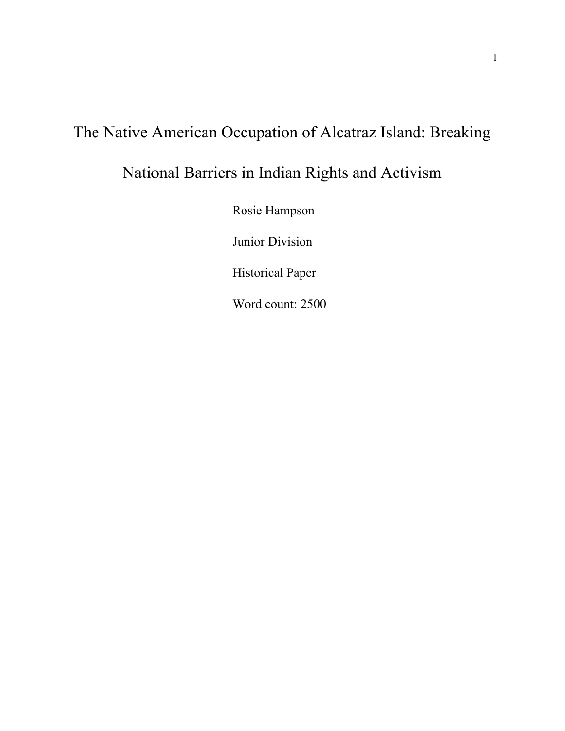# The Native American Occupation of Alcatraz Island: Breaking National Barriers in Indian Rights and Activism

Rosie Hampson

Junior Division

Historical Paper

Word count: 2500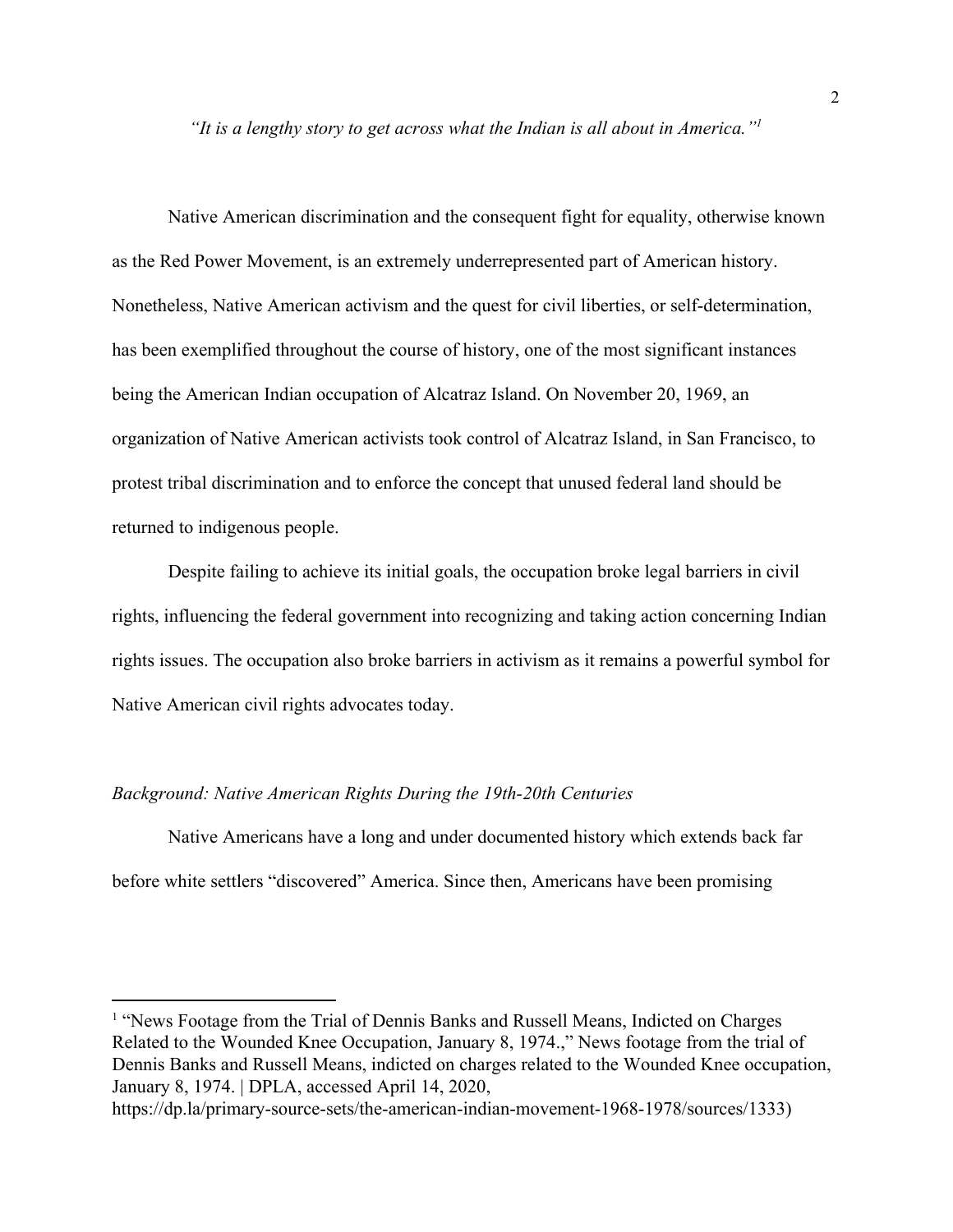*"It is a lengthy story to get across what the Indian is all about in America."[1]*

Native American discrimination and the consequent fight for equality, otherwise known as the Red Power Movement, is an extremely underrepresented part of American history. Nonetheless, Native American activism and the quest for civil liberties, or self-determination, has been exemplified throughout the course of history, one of the most significant instances being the American Indian occupation of Alcatraz Island. On November 20, 1969, an organization of Native American activists took control of Alcatraz Island, in San Francisco, to protest tribal discrimination and to enforce the concept that unused federal land should be returned to indigenous people.

Despite failing to achieve its initial goals, the occupation broke legal barriers in civil rights, influencing the federal government into recognizing and taking action concerning Indian rights issues. The occupation also broke barriers in activism as it remains a powerful symbol for Native American civil rights advocates today.

*Background: Native American Rights During the 19th-20th Centuries*

Native Americans have a long and under documented history which extends back far before white settlers "discovered" America. Since then, Americans have been promising

---

[1] "News Footage from the Trial of Dennis Banks and Russell Means, Indicted on Charges Related to the Wounded Knee Occupation, January 8, 1974.," News footage from the trial of Dennis Banks and Russell Means, indicted on charges related to the Wounded Knee occupation, January 8, 1974. | DPLA, accessed April 14, 2020, https://dp.la/primary-source-sets/the-american-indian-movement-1968-1978/sources/1333)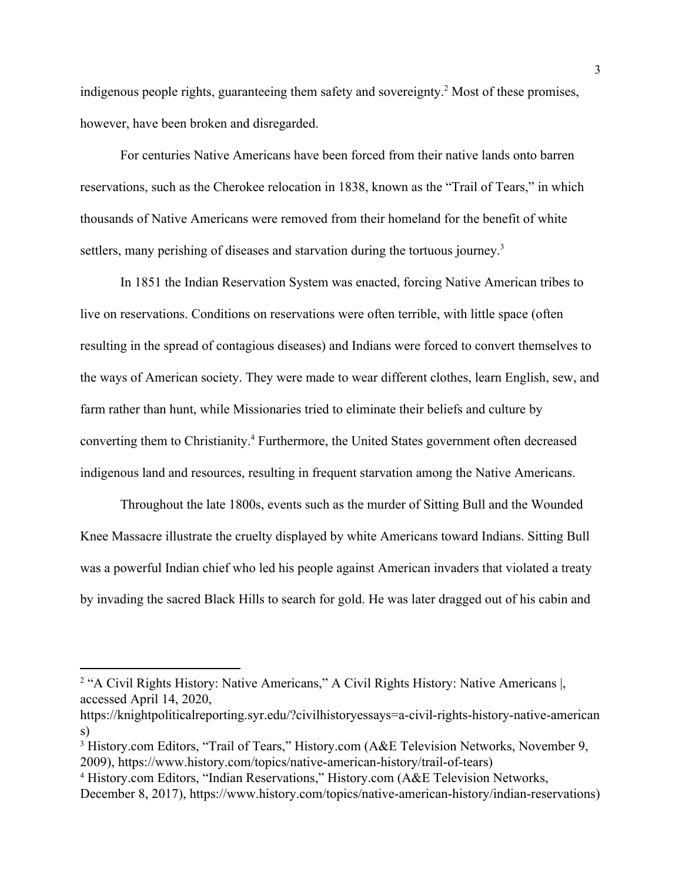indigenous people rights, guaranteeing them safety and sovereignty.[2] Most of these promises, however, have been broken and disregarded.

For centuries Native Americans have been forced from their native lands onto barren reservations, such as the Cherokee relocation in 1838, known as the "Trail of Tears," in which thousands of Native Americans were removed from their homeland for the benefit of white settlers, many perishing of diseases and starvation during the tortuous journey.[3]

In 1851 the Indian Reservation System was enacted, forcing Native American tribes to live on reservations. Conditions on reservations were often terrible, with little space (often resulting in the spread of contagious diseases) and Indians were forced to convert themselves to the ways of American society. They were made to wear different clothes, learn English, sew, and farm rather than hunt, while Missionaries tried to eliminate their beliefs and culture by converting them to Christianity.[4] Furthermore, the United States government often decreased indigenous land and resources, resulting in frequent starvation among the Native Americans.

Throughout the late 1800s, events such as the murder of Sitting Bull and the Wounded Knee Massacre illustrate the cruelty displayed by white Americans toward Indians. Sitting Bull was a powerful Indian chief who led his people against American invaders that violated a treaty by invading the sacred Black Hills to search for gold. He was later dragged out of his cabin and

---

[2] "A Civil Rights History: Native Americans," A Civil Rights History: Native Americans |, accessed April 14, 2020, https://knightpoliticalreporting.syr.edu/?civilhistoryessays=a-civil-rights-history-native-americans)

[3] History.com Editors, "Trail of Tears," History.com (A&E Television Networks, November 9, 2009), https://www.history.com/topics/native-american-history/trail-of-tears)

[4] History.com Editors, "Indian Reservations," History.com (A&E Television Networks, December 8, 2017), https://www.history.com/topics/native-american-history/indian-reservations)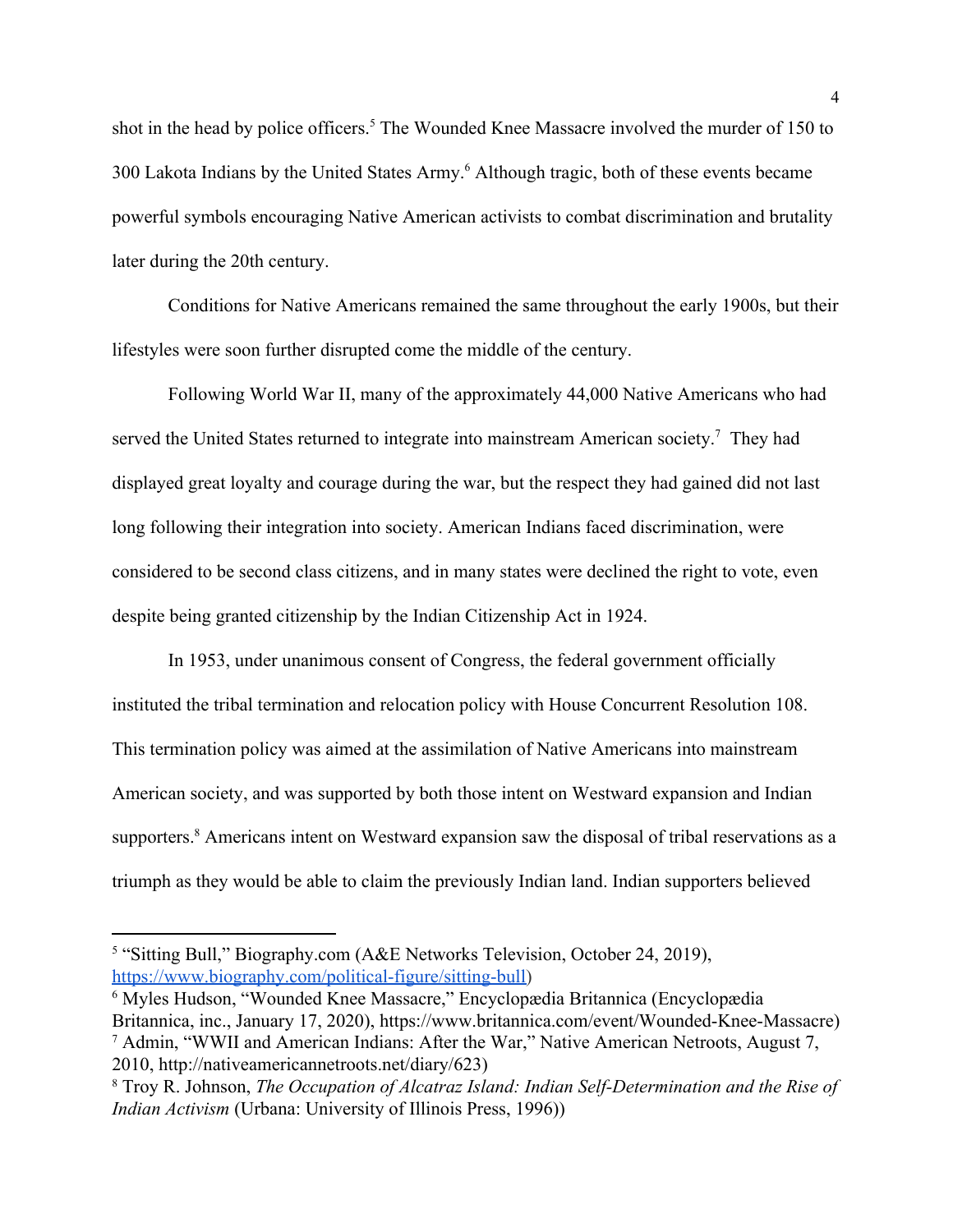shot in the head by police officers.[5] The Wounded Knee Massacre involved the murder of 150 to 300 Lakota Indians by the United States Army.[6] Although tragic, both of these events became powerful symbols encouraging Native American activists to combat discrimination and brutality later during the 20th century.

Conditions for Native Americans remained the same throughout the early 1900s, but their lifestyles were soon further disrupted come the middle of the century.

Following World War II, many of the approximately 44,000 Native Americans who had served the United States returned to integrate into mainstream American society.[7] They had displayed great loyalty and courage during the war, but the respect they had gained did not last long following their integration into society. American Indians faced discrimination, were considered to be second class citizens, and in many states were declined the right to vote, even despite being granted citizenship by the Indian Citizenship Act in 1924.

In 1953, under unanimous consent of Congress, the federal government officially instituted the tribal termination and relocation policy with House Concurrent Resolution 108. This termination policy was aimed at the assimilation of Native Americans into mainstream American society, and was supported by both those intent on Westward expansion and Indian supporters.[8] Americans intent on Westward expansion saw the disposal of tribal reservations as a triumph as they would be able to claim the previously Indian land. Indian supporters believed

---

[5] "Sitting Bull," Biography.com (A&E Networks Television, October 24, 2019), https://www.biography.com/political-figure/sitting-bull)

[6] Myles Hudson, "Wounded Knee Massacre," Encyclopædia Britannica (Encyclopædia Britannica, inc., January 17, 2020), https://www.britannica.com/event/Wounded-Knee-Massacre)

[7] Admin, "WWII and American Indians: After the War," Native American Netroots, August 7, 2010, http://nativeamericannetroots.net/diary/623)

[8] Troy R. Johnson, *The Occupation of Alcatraz Island: Indian Self-Determination and the Rise of Indian Activism* (Urbana: University of Illinois Press, 1996))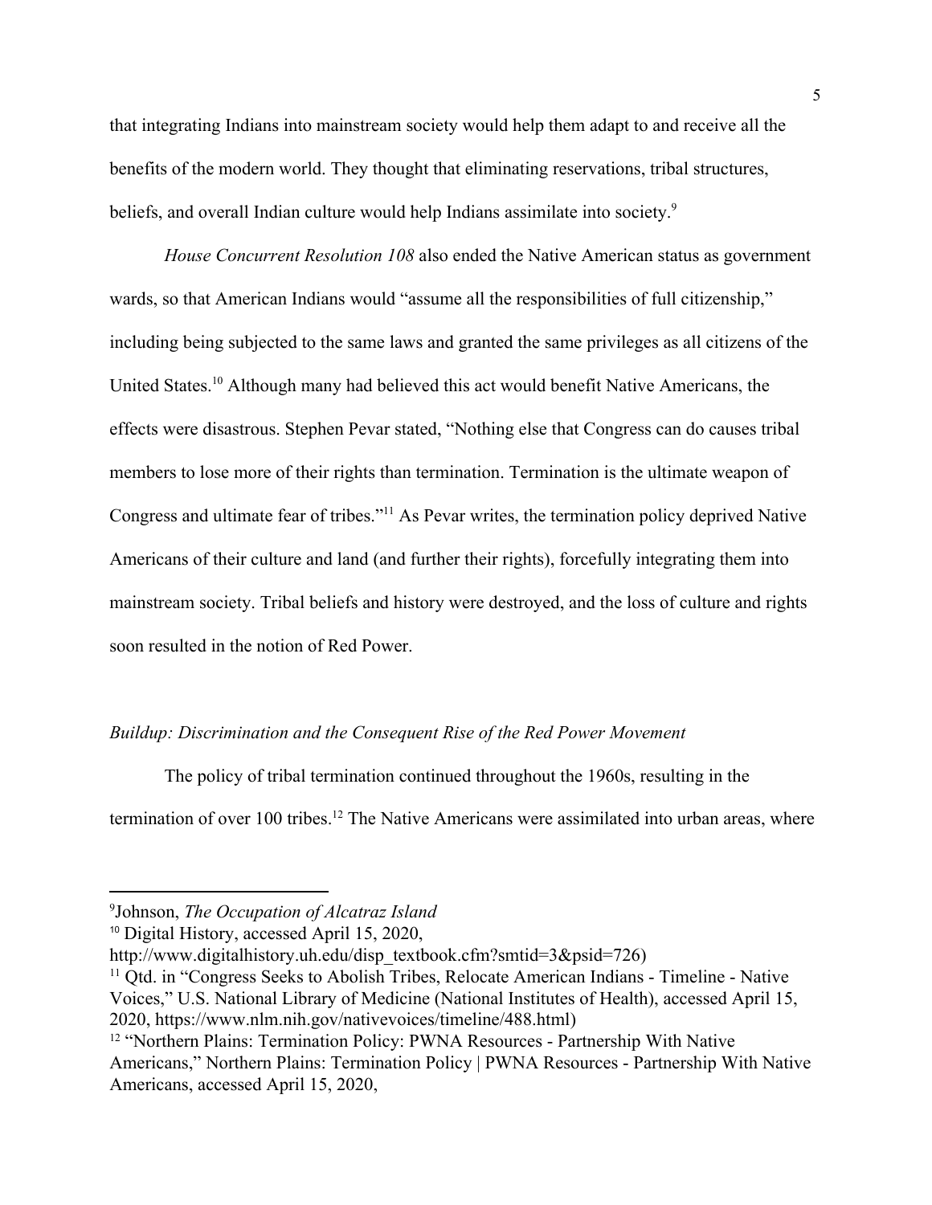that integrating Indians into mainstream society would help them adapt to and receive all the benefits of the modern world. They thought that eliminating reservations, tribal structures, beliefs, and overall Indian culture would help Indians assimilate into society.[9]

*House Concurrent Resolution 108* also ended the Native American status as government wards, so that American Indians would "assume all the responsibilities of full citizenship," including being subjected to the same laws and granted the same privileges as all citizens of the United States.[10] Although many had believed this act would benefit Native Americans, the effects were disastrous. Stephen Pevar stated, "Nothing else that Congress can do causes tribal members to lose more of their rights than termination. Termination is the ultimate weapon of Congress and ultimate fear of tribes."[11] As Pevar writes, the termination policy deprived Native Americans of their culture and land (and further their rights), forcefully integrating them into mainstream society. Tribal beliefs and history were destroyed, and the loss of culture and rights soon resulted in the notion of Red Power.

### *Buildup: Discrimination and the Consequent Rise of the Red Power Movement*

The policy of tribal termination continued throughout the 1960s, resulting in the termination of over 100 tribes.[12] The Native Americans were assimilated into urban areas, where

---

[9] Johnson, *The Occupation of Alcatraz Island*

[10] Digital History, accessed April 15, 2020, http://www.digitalhistory.uh.edu/disp_textbook.cfm?smtid=3&psid=726)

[11] Qtd. in "Congress Seeks to Abolish Tribes, Relocate American Indians - Timeline - Native Voices," U.S. National Library of Medicine (National Institutes of Health), accessed April 15, 2020, https://www.nlm.nih.gov/nativevoices/timeline/488.html)

[12] "Northern Plains: Termination Policy: PWNA Resources - Partnership With Native Americans," Northern Plains: Termination Policy | PWNA Resources - Partnership With Native Americans, accessed April 15, 2020,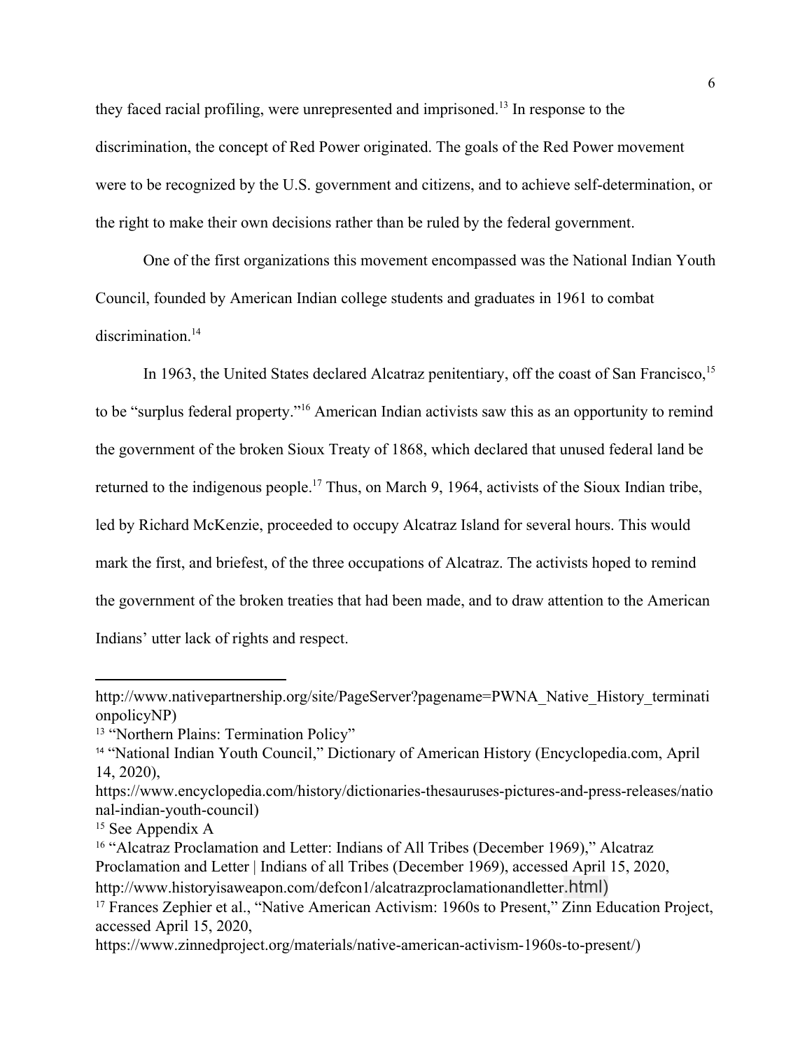they faced racial profiling, were unrepresented and imprisoned.[13] In response to the discrimination, the concept of Red Power originated. The goals of the Red Power movement were to be recognized by the U.S. government and citizens, and to achieve self-determination, or the right to make their own decisions rather than be ruled by the federal government.

One of the first organizations this movement encompassed was the National Indian Youth Council, founded by American Indian college students and graduates in 1961 to combat discrimination.[14]

In 1963, the United States declared Alcatraz penitentiary, off the coast of San Francisco,[15] to be "surplus federal property."[16] American Indian activists saw this as an opportunity to remind the government of the broken Sioux Treaty of 1868, which declared that unused federal land be returned to the indigenous people.[17] Thus, on March 9, 1964, activists of the Sioux Indian tribe, led by Richard McKenzie, proceeded to occupy Alcatraz Island for several hours. This would mark the first, and briefest, of the three occupations of Alcatraz. The activists hoped to remind the government of the broken treaties that had been made, and to draw attention to the American Indians' utter lack of rights and respect.

---

http://www.nativepartnership.org/site/PageServer?pagename=PWNA_Native_History_terminationpolicyNP)

[13] "Northern Plains: Termination Policy"

[14] "National Indian Youth Council," Dictionary of American History (Encyclopedia.com, April 14, 2020), https://www.encyclopedia.com/history/dictionaries-thesauruses-pictures-and-press-releases/national-indian-youth-council)

[15] See Appendix A

[16] "Alcatraz Proclamation and Letter: Indians of All Tribes (December 1969)," Alcatraz Proclamation and Letter | Indians of all Tribes (December 1969), accessed April 15, 2020, http://www.historyisaweapon.com/defcon1/alcatrazproclamationandletter.html)

[17] Frances Zephier et al., "Native American Activism: 1960s to Present," Zinn Education Project, accessed April 15, 2020, https://www.zinnedproject.org/materials/native-american-activism-1960s-to-present/)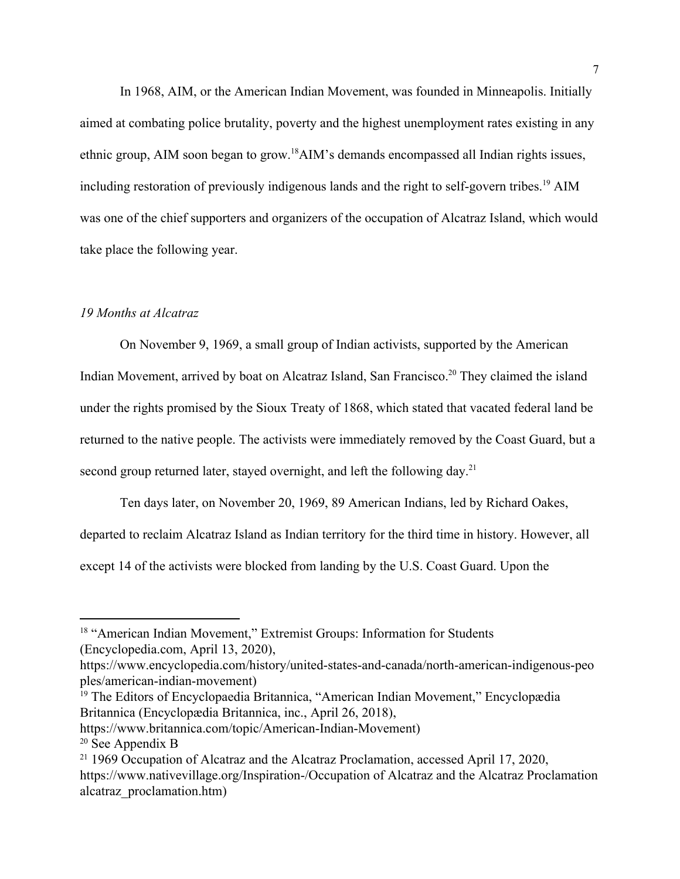In 1968, AIM, or the American Indian Movement, was founded in Minneapolis. Initially aimed at combating police brutality, poverty and the highest unemployment rates existing in any ethnic group, AIM soon began to grow.[18]AIM's demands encompassed all Indian rights issues, including restoration of previously indigenous lands and the right to self-govern tribes.[19] AIM was one of the chief supporters and organizers of the occupation of Alcatraz Island, which would take place the following year.

*19 Months at Alcatraz*

On November 9, 1969, a small group of Indian activists, supported by the American Indian Movement, arrived by boat on Alcatraz Island, San Francisco.[20] They claimed the island under the rights promised by the Sioux Treaty of 1868, which stated that vacated federal land be returned to the native people. The activists were immediately removed by the Coast Guard, but a second group returned later, stayed overnight, and left the following day.[21]

Ten days later, on November 20, 1969, 89 American Indians, led by Richard Oakes, departed to reclaim Alcatraz Island as Indian territory for the third time in history. However, all except 14 of the activists were blocked from landing by the U.S. Coast Guard. Upon the

---

[18] "American Indian Movement," Extremist Groups: Information for Students (Encyclopedia.com, April 13, 2020), https://www.encyclopedia.com/history/united-states-and-canada/north-american-indigenous-peoples/american-indian-movement)

[19] The Editors of Encyclopaedia Britannica, "American Indian Movement," Encyclopædia Britannica (Encyclopædia Britannica, inc., April 26, 2018), https://www.britannica.com/topic/American-Indian-Movement)

[20] See Appendix B

[21] 1969 Occupation of Alcatraz and the Alcatraz Proclamation, accessed April 17, 2020, https://www.nativevillage.org/Inspiration-/Occupation of Alcatraz and the Alcatraz Proclamation alcatraz_proclamation.htm)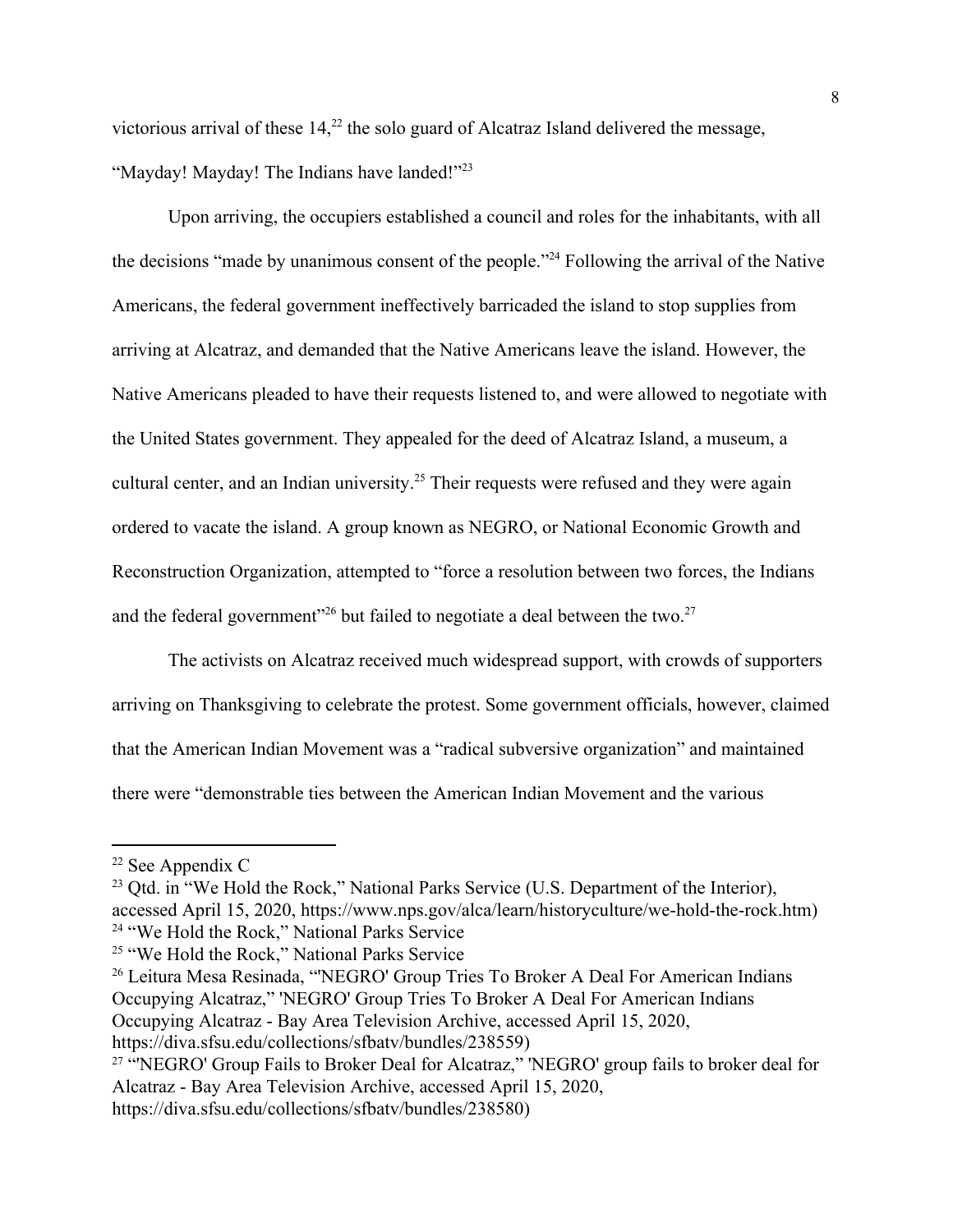victorious arrival of these 14,[22] the solo guard of Alcatraz Island delivered the message, "Mayday! Mayday! The Indians have landed!"[23]

Upon arriving, the occupiers established a council and roles for the inhabitants, with all the decisions "made by unanimous consent of the people."[24] Following the arrival of the Native Americans, the federal government ineffectively barricaded the island to stop supplies from arriving at Alcatraz, and demanded that the Native Americans leave the island. However, the Native Americans pleaded to have their requests listened to, and were allowed to negotiate with the United States government. They appealed for the deed of Alcatraz Island, a museum, a cultural center, and an Indian university.[25] Their requests were refused and they were again ordered to vacate the island. A group known as NEGRO, or National Economic Growth and Reconstruction Organization, attempted to "force a resolution between two forces, the Indians and the federal government"[26] but failed to negotiate a deal between the two.[27]

The activists on Alcatraz received much widespread support, with crowds of supporters arriving on Thanksgiving to celebrate the protest. Some government officials, however, claimed that the American Indian Movement was a "radical subversive organization" and maintained there were "demonstrable ties between the American Indian Movement and the various

---

[22] See Appendix C

[23] Qtd. in "We Hold the Rock," National Parks Service (U.S. Department of the Interior), accessed April 15, 2020, https://www.nps.gov/alca/learn/historyculture/we-hold-the-rock.htm)

[24] "We Hold the Rock," National Parks Service

[25] "We Hold the Rock," National Parks Service

[26] Leitura Mesa Resinada, "'NEGRO' Group Tries To Broker A Deal For American Indians Occupying Alcatraz," 'NEGRO' Group Tries To Broker A Deal For American Indians Occupying Alcatraz - Bay Area Television Archive, accessed April 15, 2020, https://diva.sfsu.edu/collections/sfbatv/bundles/238559)

[27] "'NEGRO' Group Fails to Broker Deal for Alcatraz," 'NEGRO' group fails to broker deal for Alcatraz - Bay Area Television Archive, accessed April 15, 2020, https://diva.sfsu.edu/collections/sfbatv/bundles/238580)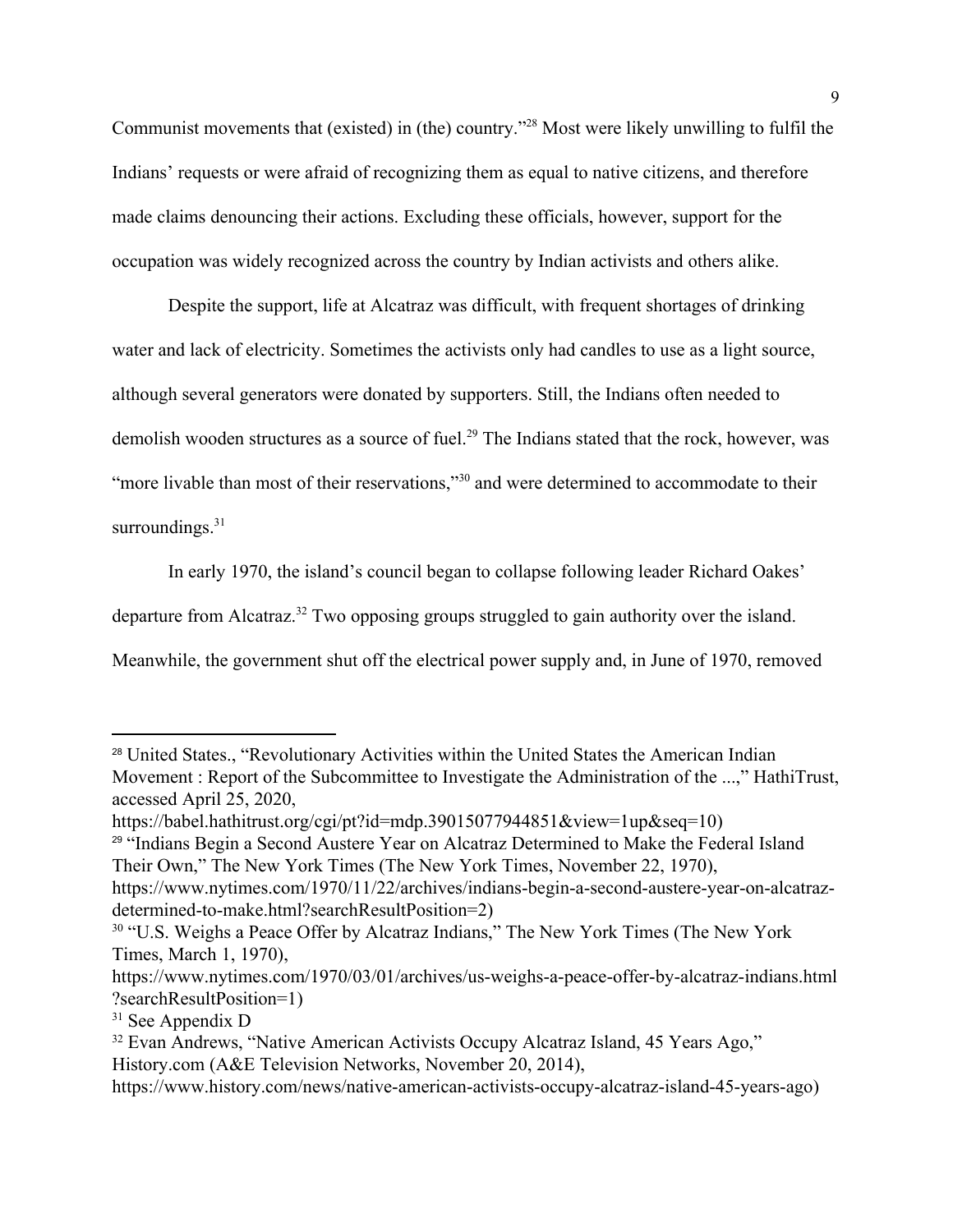Communist movements that (existed) in (the) country."[28] Most were likely unwilling to fulfil the Indians' requests or were afraid of recognizing them as equal to native citizens, and therefore made claims denouncing their actions. Excluding these officials, however, support for the occupation was widely recognized across the country by Indian activists and others alike.

Despite the support, life at Alcatraz was difficult, with frequent shortages of drinking water and lack of electricity. Sometimes the activists only had candles to use as a light source, although several generators were donated by supporters. Still, the Indians often needed to demolish wooden structures as a source of fuel.[29] The Indians stated that the rock, however, was "more livable than most of their reservations,"[30] and were determined to accommodate to their surroundings.[31]

In early 1970, the island's council began to collapse following leader Richard Oakes' departure from Alcatraz.[32] Two opposing groups struggled to gain authority over the island. Meanwhile, the government shut off the electrical power supply and, in June of 1970, removed

---

[28] United States., "Revolutionary Activities within the United States the American Indian Movement : Report of the Subcommittee to Investigate the Administration of the ...," HathiTrust, accessed April 25, 2020, https://babel.hathitrust.org/cgi/pt?id=mdp.39015077944851&view=1up&seq=10)

[29] "Indians Begin a Second Austere Year on Alcatraz Determined to Make the Federal Island Their Own," The New York Times (The New York Times, November 22, 1970), https://www.nytimes.com/1970/11/22/archives/indians-begin-a-second-austere-year-on-alcatraz-determined-to-make.html?searchResultPosition=2)

[30] "U.S. Weighs a Peace Offer by Alcatraz Indians," The New York Times (The New York Times, March 1, 1970), https://www.nytimes.com/1970/03/01/archives/us-weighs-a-peace-offer-by-alcatraz-indians.html?searchResultPosition=1)

[31] See Appendix D

[32] Evan Andrews, "Native American Activists Occupy Alcatraz Island, 45 Years Ago," History.com (A&E Television Networks, November 20, 2014), https://www.history.com/news/native-american-activists-occupy-alcatraz-island-45-years-ago)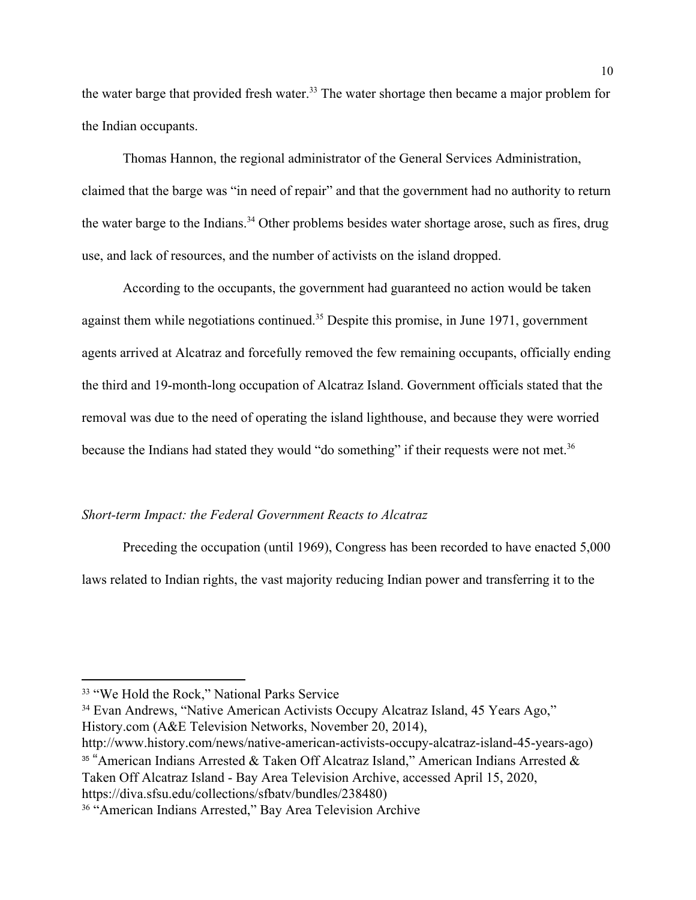the water barge that provided fresh water.[33] The water shortage then became a major problem for the Indian occupants.

Thomas Hannon, the regional administrator of the General Services Administration, claimed that the barge was "in need of repair" and that the government had no authority to return the water barge to the Indians.[34] Other problems besides water shortage arose, such as fires, drug use, and lack of resources, and the number of activists on the island dropped.

According to the occupants, the government had guaranteed no action would be taken against them while negotiations continued.[35] Despite this promise, in June 1971, government agents arrived at Alcatraz and forcefully removed the few remaining occupants, officially ending the third and 19-month-long occupation of Alcatraz Island. Government officials stated that the removal was due to the need of operating the island lighthouse, and because they were worried because the Indians had stated they would "do something" if their requests were not met.[36]

*Short-term Impact: the Federal Government Reacts to Alcatraz*

Preceding the occupation (until 1969), Congress has been recorded to have enacted 5,000 laws related to Indian rights, the vast majority reducing Indian power and transferring it to the

---

[33] "We Hold the Rock," National Parks Service

[34] Evan Andrews, "Native American Activists Occupy Alcatraz Island, 45 Years Ago," History.com (A&E Television Networks, November 20, 2014), http://www.history.com/news/native-american-activists-occupy-alcatraz-island-45-years-ago)

[35] "American Indians Arrested & Taken Off Alcatraz Island," American Indians Arrested & Taken Off Alcatraz Island - Bay Area Television Archive, accessed April 15, 2020, https://diva.sfsu.edu/collections/sfbatv/bundles/238480)

[36] "American Indians Arrested," Bay Area Television Archive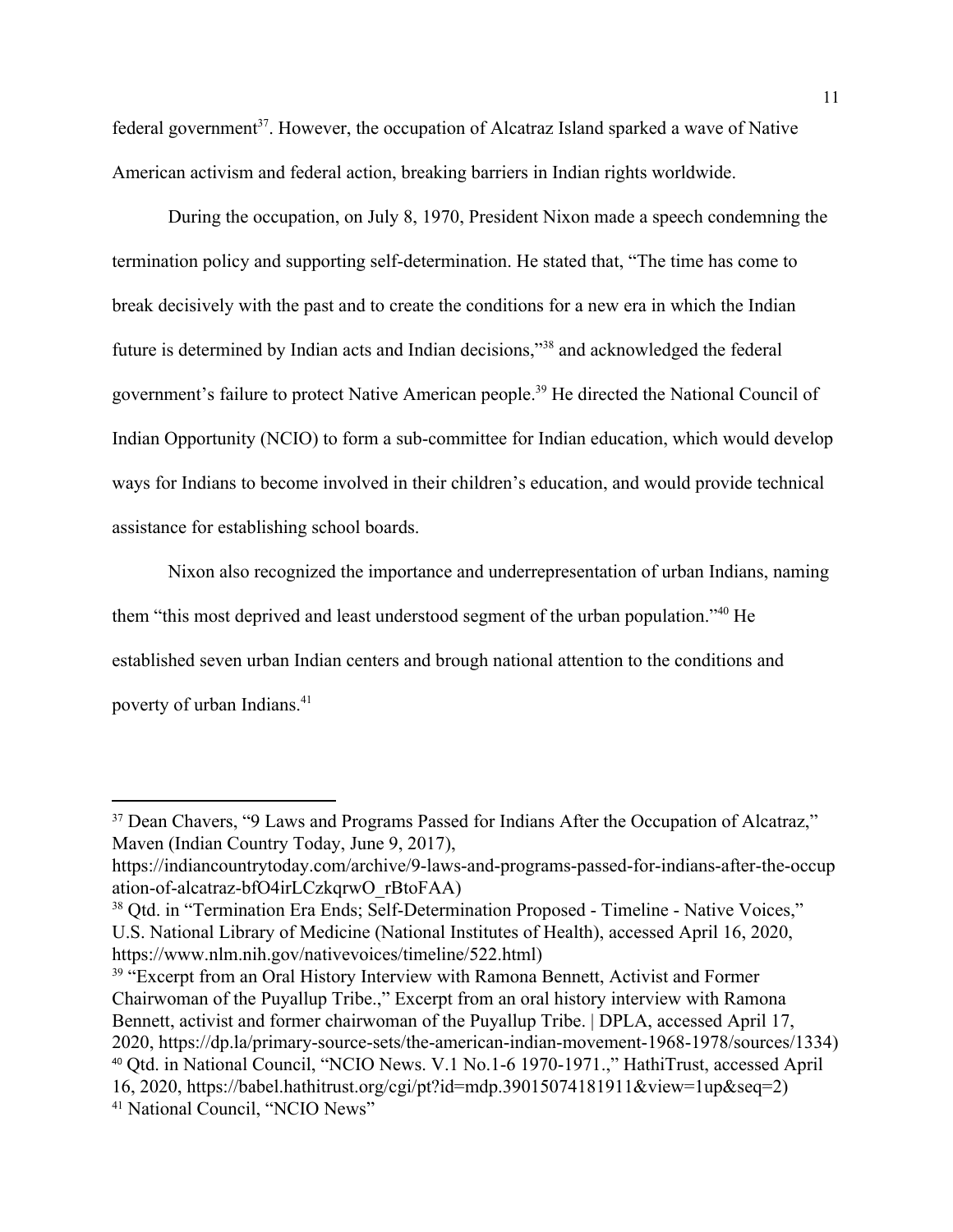federal government[37]. However, the occupation of Alcatraz Island sparked a wave of Native American activism and federal action, breaking barriers in Indian rights worldwide.

During the occupation, on July 8, 1970, President Nixon made a speech condemning the termination policy and supporting self-determination. He stated that, "The time has come to break decisively with the past and to create the conditions for a new era in which the Indian future is determined by Indian acts and Indian decisions,"[38] and acknowledged the federal government's failure to protect Native American people.[39] He directed the National Council of Indian Opportunity (NCIO) to form a sub-committee for Indian education, which would develop ways for Indians to become involved in their children's education, and would provide technical assistance for establishing school boards.

Nixon also recognized the importance and underrepresentation of urban Indians, naming them "this most deprived and least understood segment of the urban population."[40] He established seven urban Indian centers and brough national attention to the conditions and poverty of urban Indians.[41]

---

[37] Dean Chavers, "9 Laws and Programs Passed for Indians After the Occupation of Alcatraz," Maven (Indian Country Today, June 9, 2017), https://indiancountrytoday.com/archive/9-laws-and-programs-passed-for-indians-after-the-occupation-of-alcatraz-bfO4irLCzkqrwO_rBtoFAA)

[38] Qtd. in "Termination Era Ends; Self-Determination Proposed - Timeline - Native Voices," U.S. National Library of Medicine (National Institutes of Health), accessed April 16, 2020, https://www.nlm.nih.gov/nativevoices/timeline/522.html)

[39] "Excerpt from an Oral History Interview with Ramona Bennett, Activist and Former Chairwoman of the Puyallup Tribe.," Excerpt from an oral history interview with Ramona Bennett, activist and former chairwoman of the Puyallup Tribe. | DPLA, accessed April 17, 2020, https://dp.la/primary-source-sets/the-american-indian-movement-1968-1978/sources/1334)

[40] Qtd. in National Council, "NCIO News. V.1 No.1-6 1970-1971.," HathiTrust, accessed April 16, 2020, https://babel.hathitrust.org/cgi/pt?id=mdp.39015074181911&view=1up&seq=2)

[41] National Council, "NCIO News"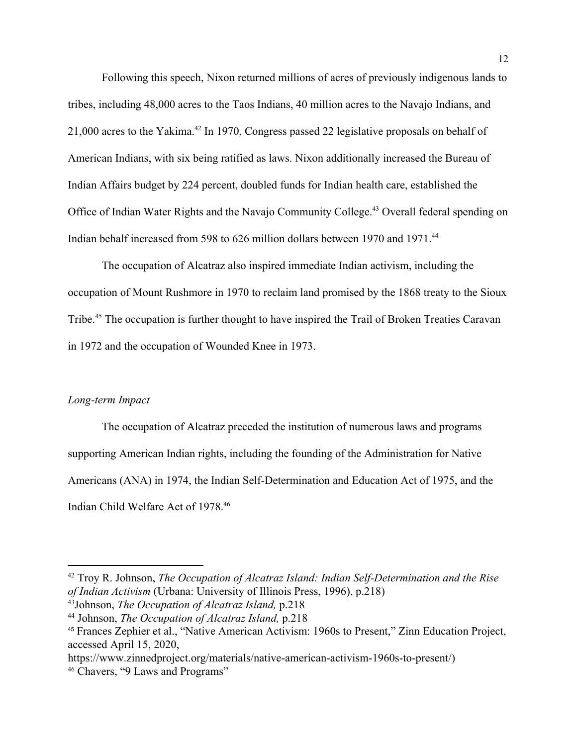Following this speech, Nixon returned millions of acres of previously indigenous lands to tribes, including 48,000 acres to the Taos Indians, 40 million acres to the Navajo Indians, and 21,000 acres to the Yakima.[42] In 1970, Congress passed 22 legislative proposals on behalf of American Indians, with six being ratified as laws. Nixon additionally increased the Bureau of Indian Affairs budget by 224 percent, doubled funds for Indian health care, established the Office of Indian Water Rights and the Navajo Community College.[43] Overall federal spending on Indian behalf increased from 598 to 626 million dollars between 1970 and 1971.[44]

The occupation of Alcatraz also inspired immediate Indian activism, including the occupation of Mount Rushmore in 1970 to reclaim land promised by the 1868 treaty to the Sioux Tribe.[45] The occupation is further thought to have inspired the Trail of Broken Treaties Caravan in 1972 and the occupation of Wounded Knee in 1973.

*Long-term Impact*

The occupation of Alcatraz preceded the institution of numerous laws and programs supporting American Indian rights, including the founding of the Administration for Native Americans (ANA) in 1974, the Indian Self-Determination and Education Act of 1975, and the Indian Child Welfare Act of 1978.[46]

---

[42] Troy R. Johnson, *The Occupation of Alcatraz Island: Indian Self-Determination and the Rise of Indian Activism* (Urbana: University of Illinois Press, 1996), p.218)

[43] Johnson, *The Occupation of Alcatraz Island,* p.218

[44] Johnson, *The Occupation of Alcatraz Island,* p.218

[45] Frances Zephier et al., "Native American Activism: 1960s to Present," Zinn Education Project, accessed April 15, 2020, https://www.zinnedproject.org/materials/native-american-activism-1960s-to-present/)

[46] Chavers, "9 Laws and Programs"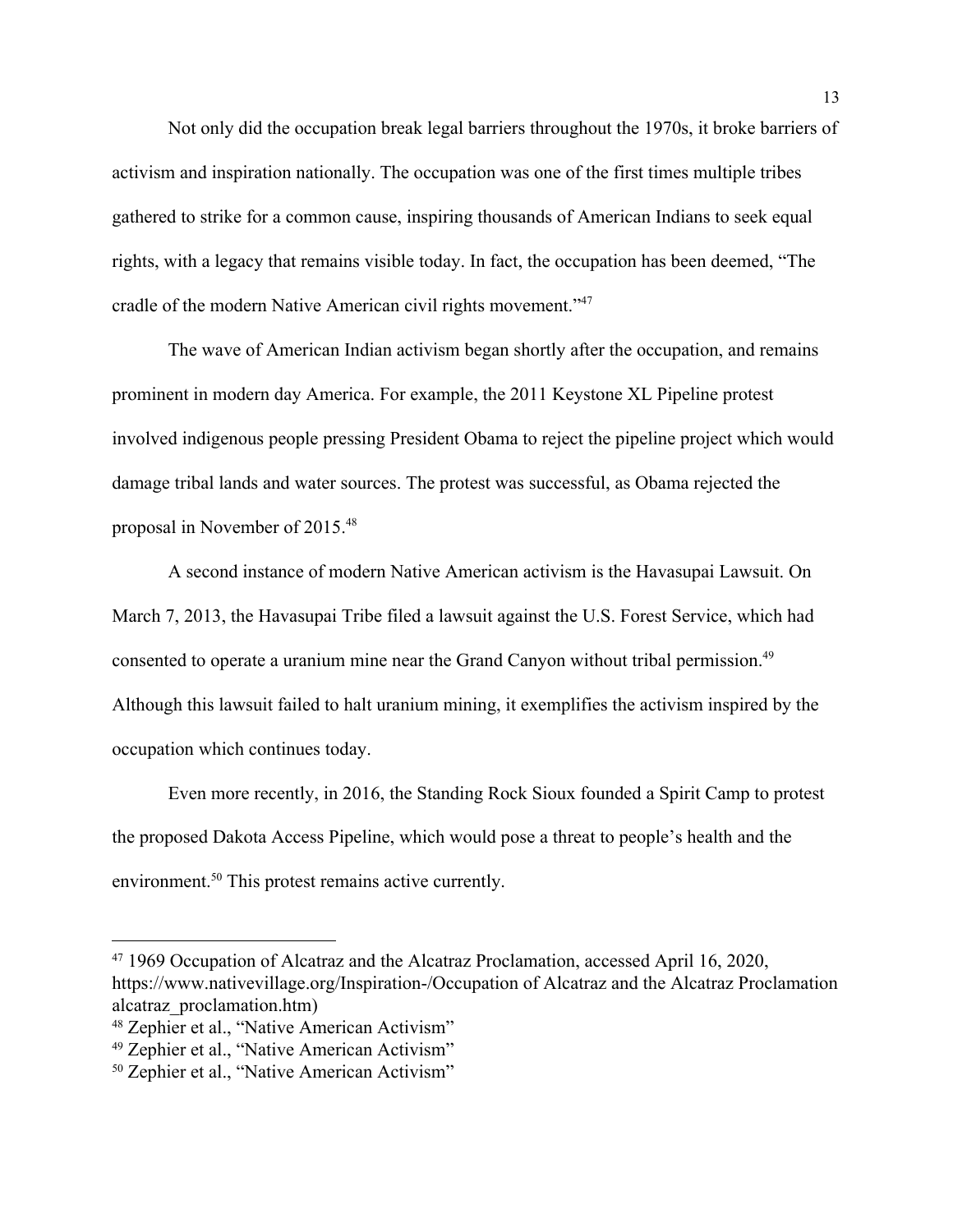Not only did the occupation break legal barriers throughout the 1970s, it broke barriers of activism and inspiration nationally. The occupation was one of the first times multiple tribes gathered to strike for a common cause, inspiring thousands of American Indians to seek equal rights, with a legacy that remains visible today. In fact, the occupation has been deemed, "The cradle of the modern Native American civil rights movement."[47]

The wave of American Indian activism began shortly after the occupation, and remains prominent in modern day America. For example, the 2011 Keystone XL Pipeline protest involved indigenous people pressing President Obama to reject the pipeline project which would damage tribal lands and water sources. The protest was successful, as Obama rejected the proposal in November of 2015.[48]

A second instance of modern Native American activism is the Havasupai Lawsuit. On March 7, 2013, the Havasupai Tribe filed a lawsuit against the U.S. Forest Service, which had consented to operate a uranium mine near the Grand Canyon without tribal permission.[49] Although this lawsuit failed to halt uranium mining, it exemplifies the activism inspired by the occupation which continues today.

Even more recently, in 2016, the Standing Rock Sioux founded a Spirit Camp to protest the proposed Dakota Access Pipeline, which would pose a threat to people's health and the environment.[50] This protest remains active currently.

---

[47] 1969 Occupation of Alcatraz and the Alcatraz Proclamation, accessed April 16, 2020, https://www.nativevillage.org/Inspiration-/Occupation of Alcatraz and the Alcatraz Proclamation alcatraz_proclamation.htm)

[48] Zephier et al., "Native American Activism"

[49] Zephier et al., "Native American Activism"

[50] Zephier et al., "Native American Activism"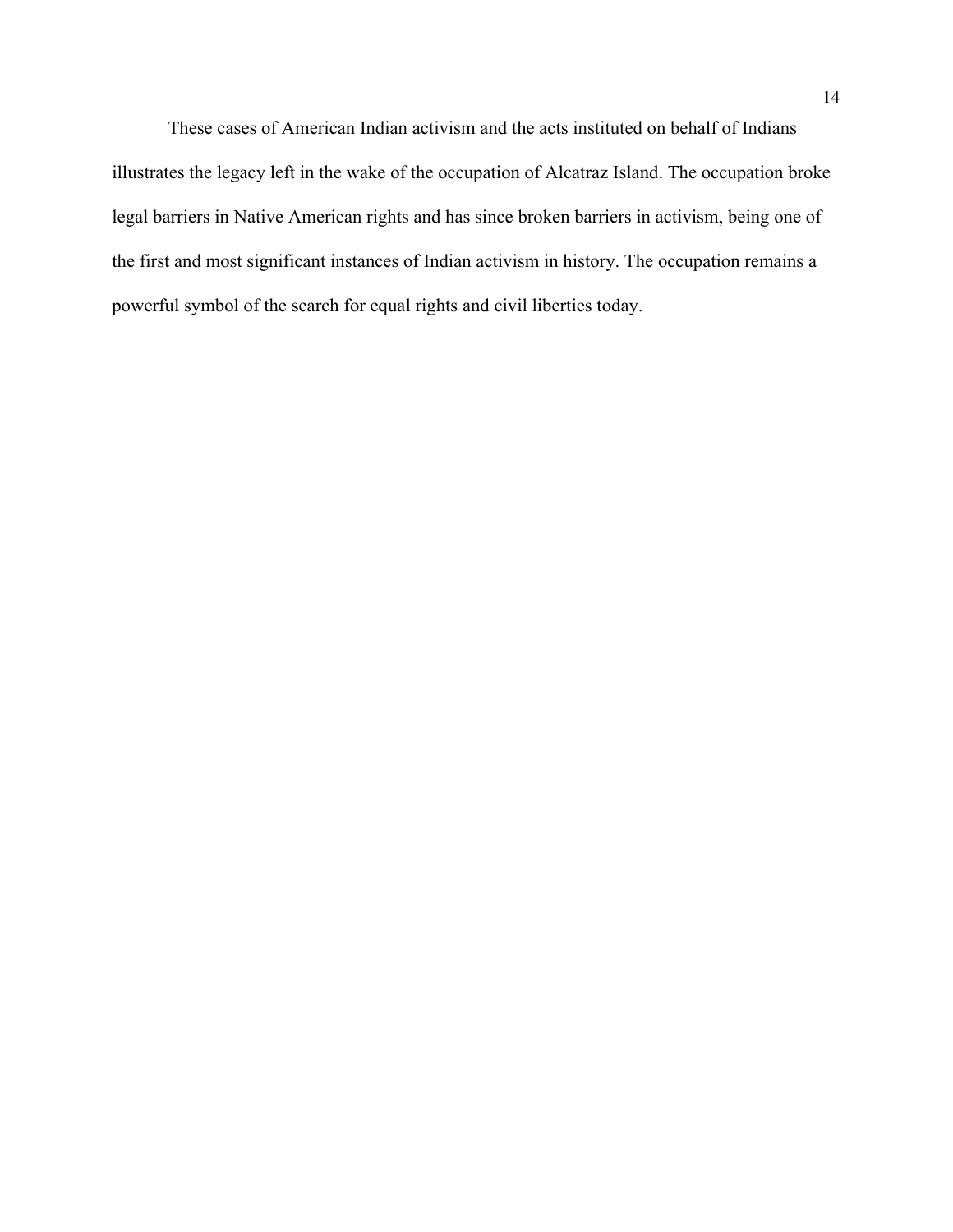These cases of American Indian activism and the acts instituted on behalf of Indians illustrates the legacy left in the wake of the occupation of Alcatraz Island. The occupation broke legal barriers in Native American rights and has since broken barriers in activism, being one of the first and most significant instances of Indian activism in history. The occupation remains a powerful symbol of the search for equal rights and civil liberties today.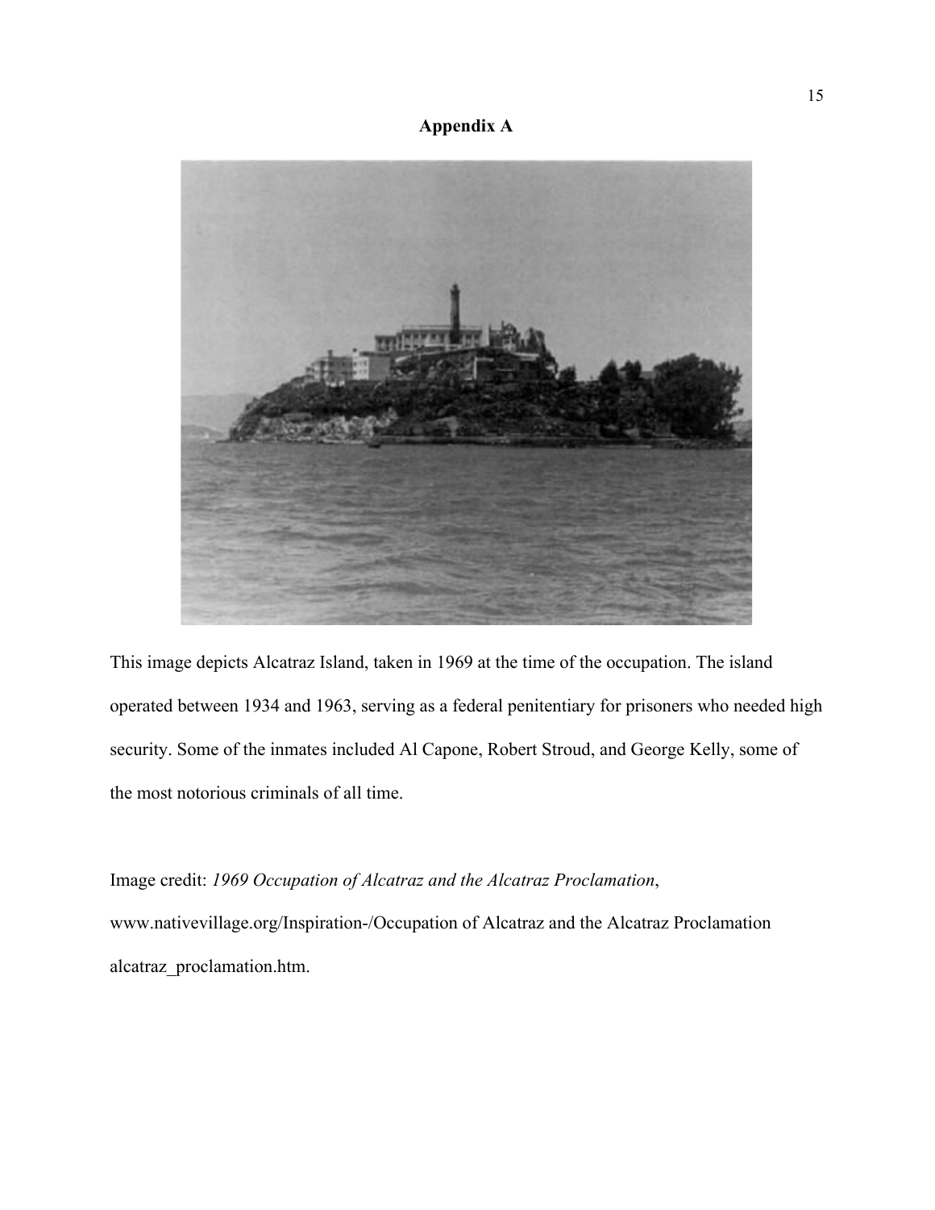**Appendix A**

This image depicts Alcatraz Island, taken in 1969 at the time of the occupation. The island operated between 1934 and 1963, serving as a federal penitentiary for prisoners who needed high security. Some of the inmates included Al Capone, Robert Stroud, and George Kelly, some of the most notorious criminals of all time.

Image credit: *1969 Occupation of Alcatraz and the Alcatraz Proclamation*, www.nativevillage.org/Inspiration-/Occupation of Alcatraz and the Alcatraz Proclamation alcatraz_proclamation.htm.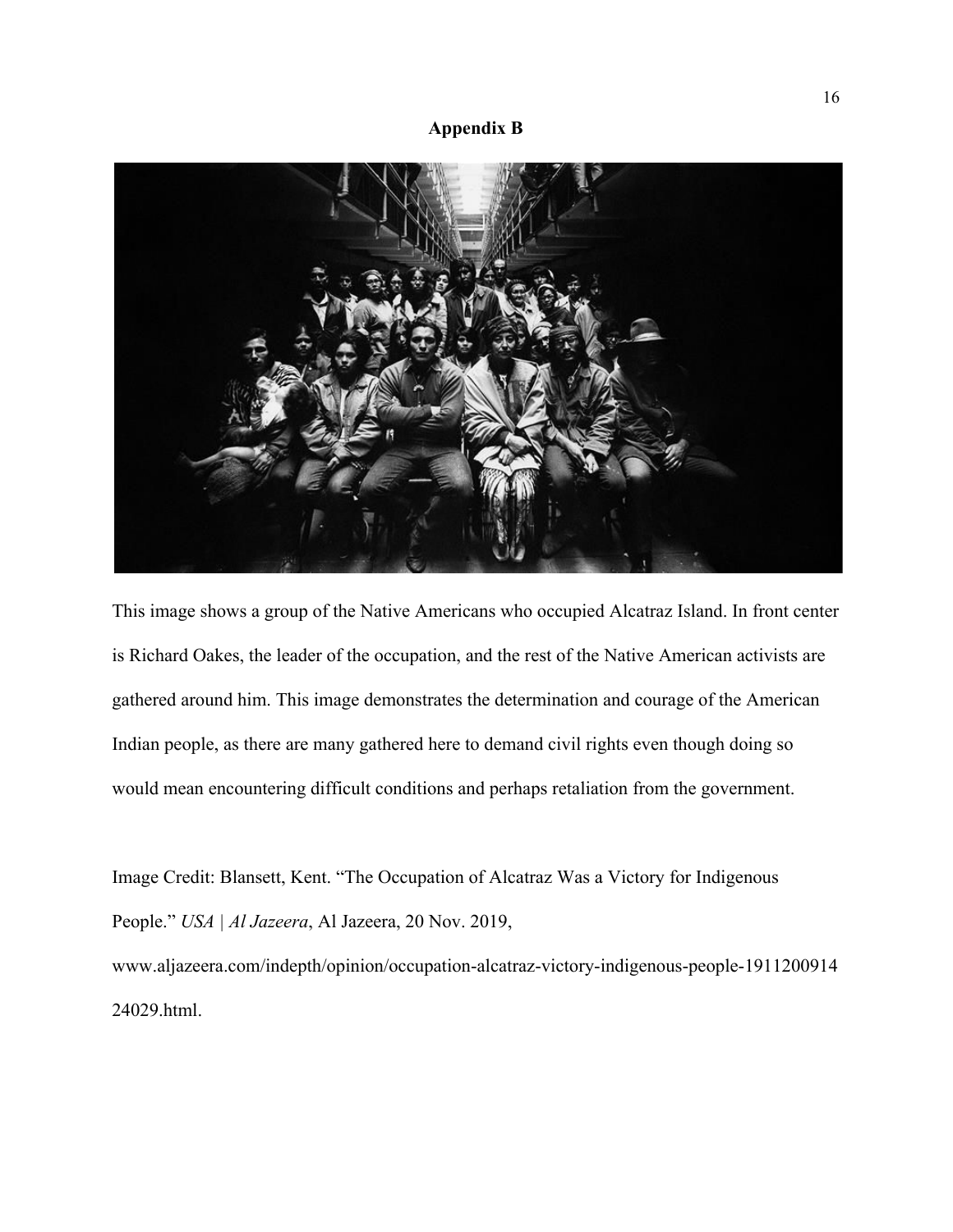**Appendix B**

This image shows a group of the Native Americans who occupied Alcatraz Island. In front center is Richard Oakes, the leader of the occupation, and the rest of the Native American activists are gathered around him. This image demonstrates the determination and courage of the American Indian people, as there are many gathered here to demand civil rights even though doing so would mean encountering difficult conditions and perhaps retaliation from the government.

Image Credit: Blansett, Kent. "The Occupation of Alcatraz Was a Victory for Indigenous People." *USA | Al Jazeera*, Al Jazeera, 20 Nov. 2019, www.aljazeera.com/indepth/opinion/occupation-alcatraz-victory-indigenous-people-191120091424029.html.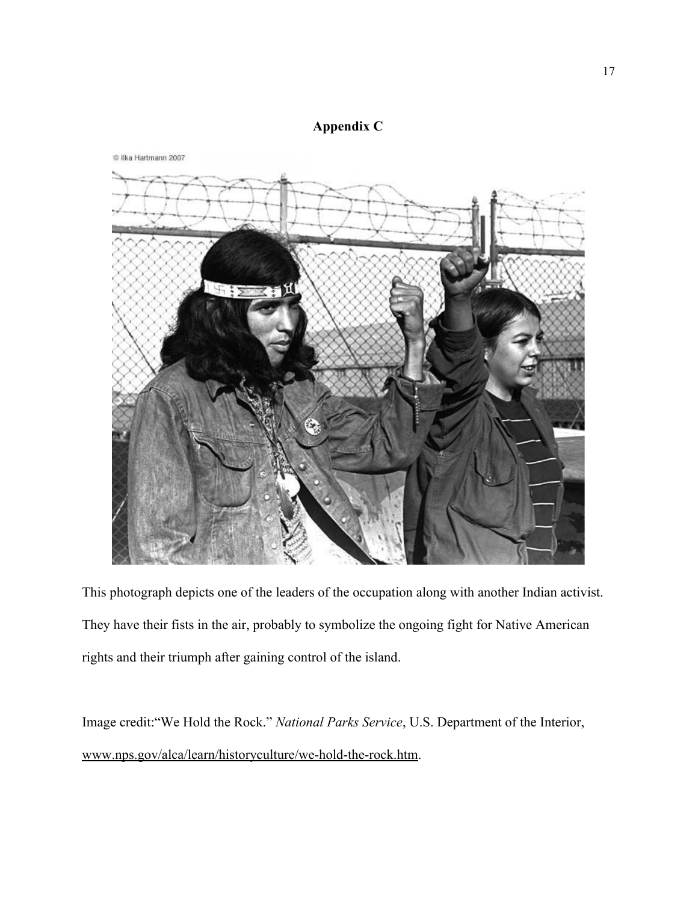# Appendix C

This photograph depicts one of the leaders of the occupation along with another Indian activist. They have their fists in the air, probably to symbolize the ongoing fight for Native American rights and their triumph after gaining control of the island.

Image credit:"We Hold the Rock." *National Parks Service*, U.S. Department of the Interior, www.nps.gov/alca/learn/historyculture/we-hold-the-rock.htm.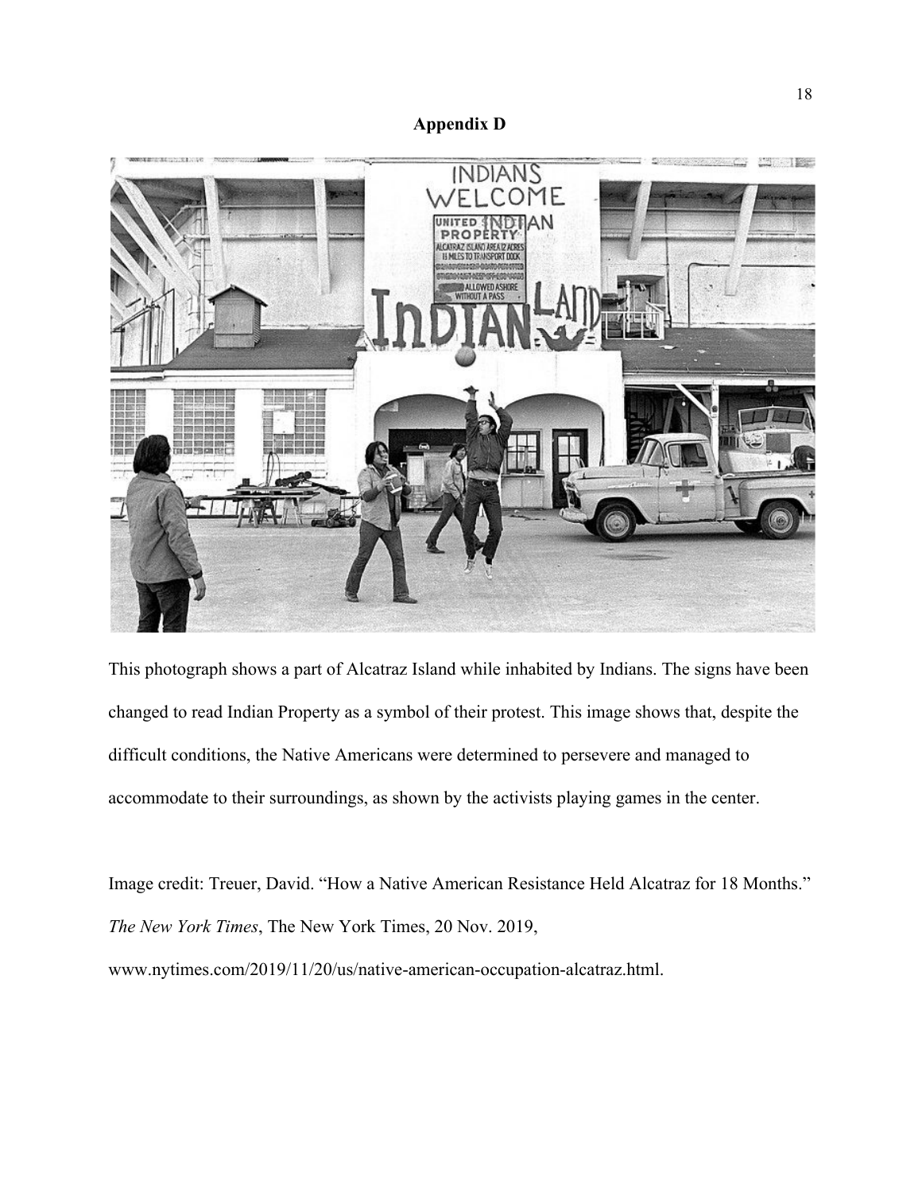**Appendix D**

This photograph shows a part of Alcatraz Island while inhabited by Indians. The signs have been changed to read Indian Property as a symbol of their protest. This image shows that, despite the difficult conditions, the Native Americans were determined to persevere and managed to accommodate to their surroundings, as shown by the activists playing games in the center.

Image credit: Treuer, David. "How a Native American Resistance Held Alcatraz for 18 Months." *The New York Times*, The New York Times, 20 Nov. 2019, www.nytimes.com/2019/11/20/us/native-american-occupation-alcatraz.html.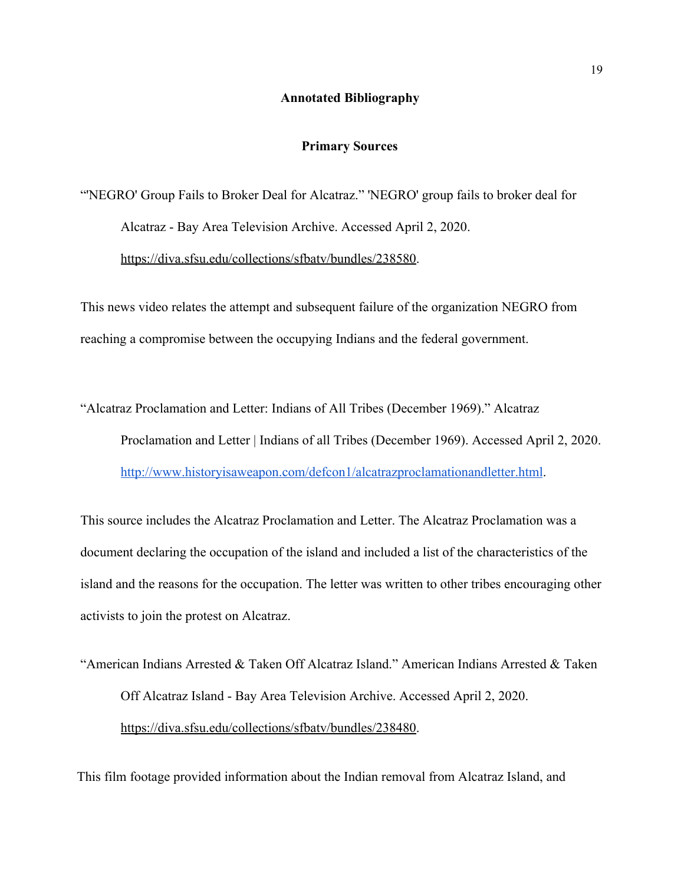## Annotated Bibliography

### Primary Sources

“'NEGRO' Group Fails to Broker Deal for Alcatraz.” 'NEGRO' group fails to broker deal for Alcatraz - Bay Area Television Archive. Accessed April 2, 2020. https://diva.sfsu.edu/collections/sfbatv/bundles/238580.

This news video relates the attempt and subsequent failure of the organization NEGRO from reaching a compromise between the occupying Indians and the federal government.

“Alcatraz Proclamation and Letter: Indians of All Tribes (December 1969).” Alcatraz Proclamation and Letter | Indians of all Tribes (December 1969). Accessed April 2, 2020. http://www.historyisaweapon.com/defcon1/alcatrazproclamationandletter.html.

This source includes the Alcatraz Proclamation and Letter. The Alcatraz Proclamation was a document declaring the occupation of the island and included a list of the characteristics of the island and the reasons for the occupation. The letter was written to other tribes encouraging other activists to join the protest on Alcatraz.

“American Indians Arrested & Taken Off Alcatraz Island.” American Indians Arrested & Taken Off Alcatraz Island - Bay Area Television Archive. Accessed April 2, 2020. https://diva.sfsu.edu/collections/sfbatv/bundles/238480.

This film footage provided information about the Indian removal from Alcatraz Island, and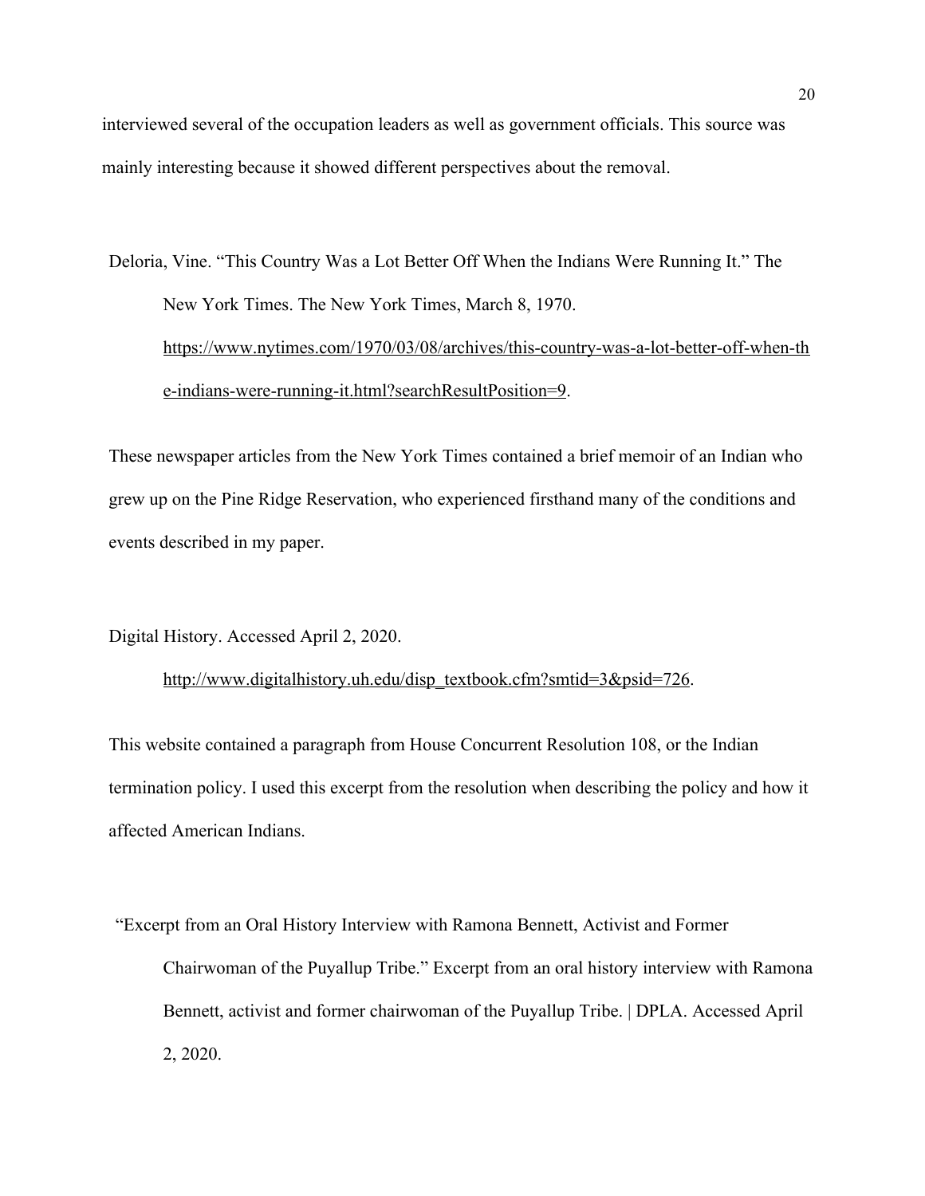interviewed several of the occupation leaders as well as government officials. This source was mainly interesting because it showed different perspectives about the removal.

Deloria, Vine. "This Country Was a Lot Better Off When the Indians Were Running It." The New York Times. The New York Times, March 8, 1970. https://www.nytimes.com/1970/03/08/archives/this-country-was-a-lot-better-off-when-the-indians-were-running-it.html?searchResultPosition=9.

These newspaper articles from the New York Times contained a brief memoir of an Indian who grew up on the Pine Ridge Reservation, who experienced firsthand many of the conditions and events described in my paper.

Digital History. Accessed April 2, 2020. http://www.digitalhistory.uh.edu/disp_textbook.cfm?smtid=3&psid=726.

This website contained a paragraph from House Concurrent Resolution 108, or the Indian termination policy. I used this excerpt from the resolution when describing the policy and how it affected American Indians.

"Excerpt from an Oral History Interview with Ramona Bennett, Activist and Former Chairwoman of the Puyallup Tribe." Excerpt from an oral history interview with Ramona Bennett, activist and former chairwoman of the Puyallup Tribe. | DPLA. Accessed April 2, 2020.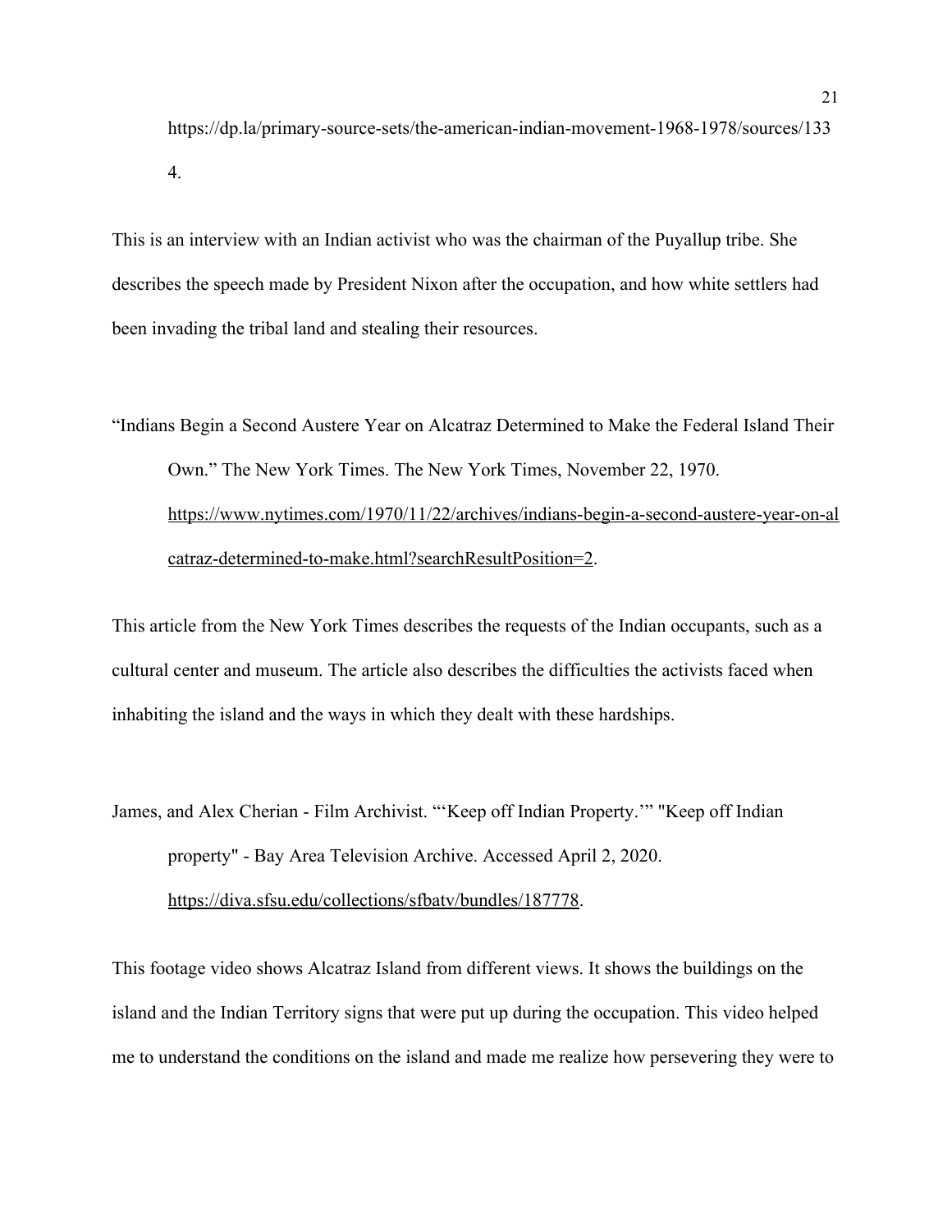https://dp.la/primary-source-sets/the-american-indian-movement-1968-1978/sources/1334.

This is an interview with an Indian activist who was the chairman of the Puyallup tribe. She describes the speech made by President Nixon after the occupation, and how white settlers had been invading the tribal land and stealing their resources.

"Indians Begin a Second Austere Year on Alcatraz Determined to Make the Federal Island Their Own." The New York Times. The New York Times, November 22, 1970. https://www.nytimes.com/1970/11/22/archives/indians-begin-a-second-austere-year-on-alcatraz-determined-to-make.html?searchResultPosition=2.

This article from the New York Times describes the requests of the Indian occupants, such as a cultural center and museum. The article also describes the difficulties the activists faced when inhabiting the island and the ways in which they dealt with these hardships.

James, and Alex Cherian - Film Archivist. "'Keep off Indian Property.'" "Keep off Indian property" - Bay Area Television Archive. Accessed April 2, 2020. https://diva.sfsu.edu/collections/sfbatv/bundles/187778.

This footage video shows Alcatraz Island from different views. It shows the buildings on the island and the Indian Territory signs that were put up during the occupation. This video helped me to understand the conditions on the island and made me realize how persevering they were to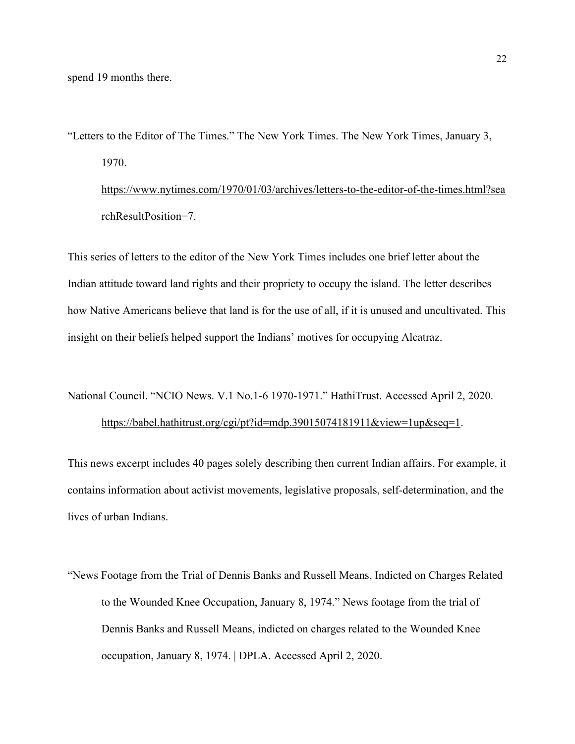spend 19 months there.

"Letters to the Editor of The Times." The New York Times. The New York Times, January 3, 1970. https://www.nytimes.com/1970/01/03/archives/letters-to-the-editor-of-the-times.html?searchResultPosition=7.

This series of letters to the editor of the New York Times includes one brief letter about the Indian attitude toward land rights and their propriety to occupy the island. The letter describes how Native Americans believe that land is for the use of all, if it is unused and uncultivated. This insight on their beliefs helped support the Indians' motives for occupying Alcatraz.

National Council. "NCIO News. V.1 No.1-6 1970-1971." HathiTrust. Accessed April 2, 2020. https://babel.hathitrust.org/cgi/pt?id=mdp.39015074181911&view=1up&seq=1.

This news excerpt includes 40 pages solely describing then current Indian affairs. For example, it contains information about activist movements, legislative proposals, self-determination, and the lives of urban Indians.

"News Footage from the Trial of Dennis Banks and Russell Means, Indicted on Charges Related to the Wounded Knee Occupation, January 8, 1974." News footage from the trial of Dennis Banks and Russell Means, indicted on charges related to the Wounded Knee occupation, January 8, 1974. | DPLA. Accessed April 2, 2020.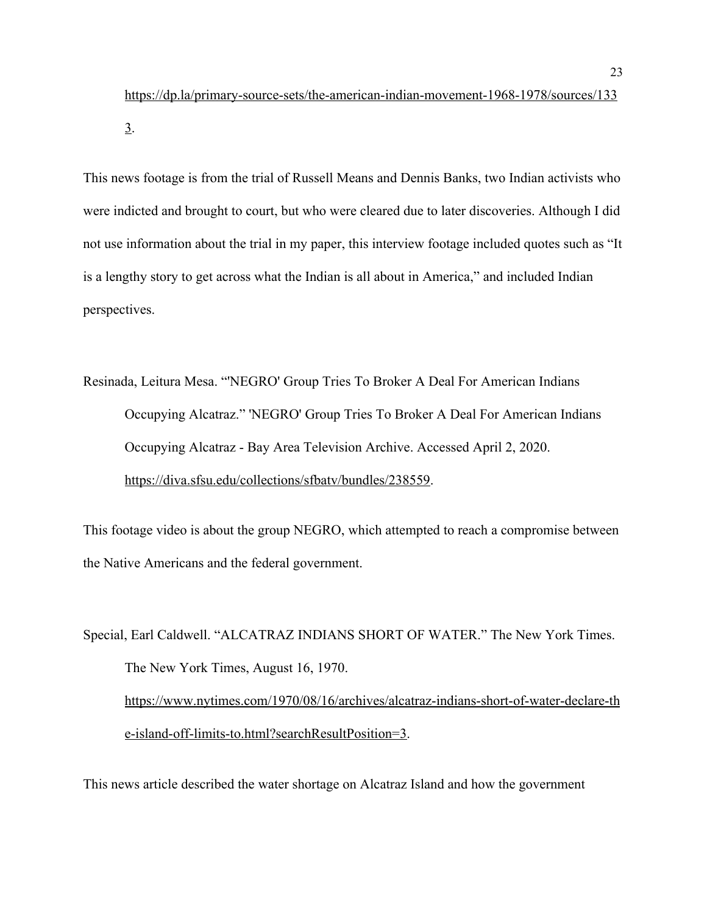https://dp.la/primary-source-sets/the-american-indian-movement-1968-1978/sources/1333.

This news footage is from the trial of Russell Means and Dennis Banks, two Indian activists who were indicted and brought to court, but who were cleared due to later discoveries. Although I did not use information about the trial in my paper, this interview footage included quotes such as "It is a lengthy story to get across what the Indian is all about in America," and included Indian perspectives.

Resinada, Leitura Mesa. "'NEGRO' Group Tries To Broker A Deal For American Indians Occupying Alcatraz." 'NEGRO' Group Tries To Broker A Deal For American Indians Occupying Alcatraz - Bay Area Television Archive. Accessed April 2, 2020. https://diva.sfsu.edu/collections/sfbatv/bundles/238559.

This footage video is about the group NEGRO, which attempted to reach a compromise between the Native Americans and the federal government.

Special, Earl Caldwell. "ALCATRAZ INDIANS SHORT OF WATER." The New York Times. The New York Times, August 16, 1970. https://www.nytimes.com/1970/08/16/archives/alcatraz-indians-short-of-water-declare-the-island-off-limits-to.html?searchResultPosition=3.

This news article described the water shortage on Alcatraz Island and how the government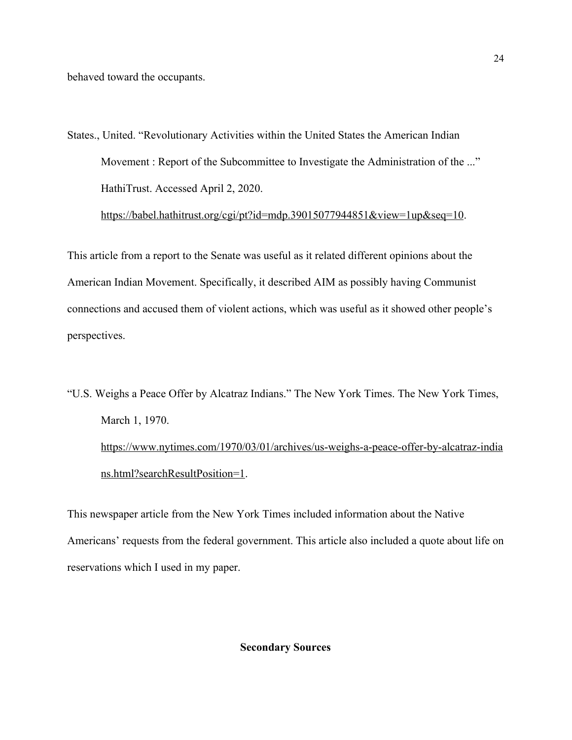behaved toward the occupants.

States., United. "Revolutionary Activities within the United States the American Indian Movement : Report of the Subcommittee to Investigate the Administration of the ..." HathiTrust. Accessed April 2, 2020. https://babel.hathitrust.org/cgi/pt?id=mdp.39015077944851&view=1up&seq=10.

This article from a report to the Senate was useful as it related different opinions about the American Indian Movement. Specifically, it described AIM as possibly having Communist connections and accused them of violent actions, which was useful as it showed other people's perspectives.

"U.S. Weighs a Peace Offer by Alcatraz Indians." The New York Times. The New York Times, March 1, 1970. https://www.nytimes.com/1970/03/01/archives/us-weighs-a-peace-offer-by-alcatraz-indians.html?searchResultPosition=1.

This newspaper article from the New York Times included information about the Native Americans' requests from the federal government. This article also included a quote about life on reservations which I used in my paper.

**Secondary Sources**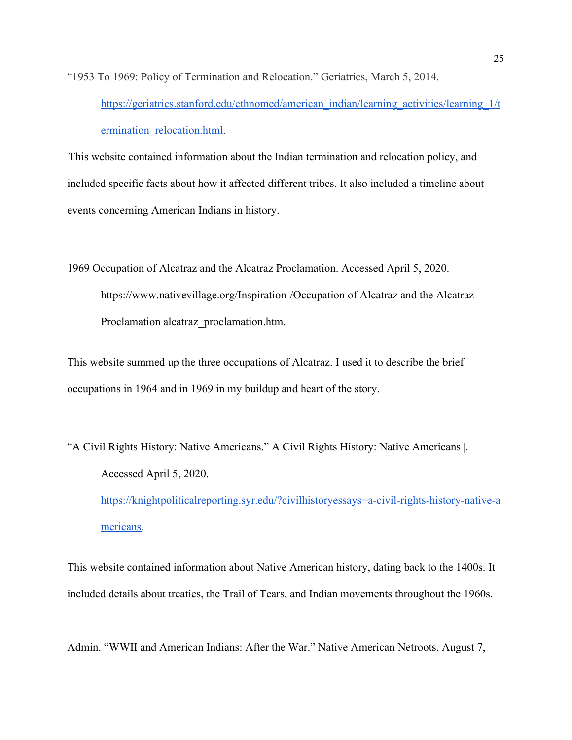"1953 To 1969: Policy of Termination and Relocation." Geriatrics, March 5, 2014. https://geriatrics.stanford.edu/ethnomed/american_indian/learning_activities/learning_1/termination_relocation.html.

This website contained information about the Indian termination and relocation policy, and included specific facts about how it affected different tribes. It also included a timeline about events concerning American Indians in history.

1969 Occupation of Alcatraz and the Alcatraz Proclamation. Accessed April 5, 2020. https://www.nativevillage.org/Inspiration-/Occupation of Alcatraz and the Alcatraz Proclamation alcatraz_proclamation.htm.

This website summed up the three occupations of Alcatraz. I used it to describe the brief occupations in 1964 and in 1969 in my buildup and heart of the story.

"A Civil Rights History: Native Americans." A Civil Rights History: Native Americans |. Accessed April 5, 2020. https://knightpoliticalreporting.syr.edu/?civilhistoryessays=a-civil-rights-history-native-americans.

This website contained information about Native American history, dating back to the 1400s. It included details about treaties, the Trail of Tears, and Indian movements throughout the 1960s.

Admin. "WWII and American Indians: After the War." Native American Netroots, August 7,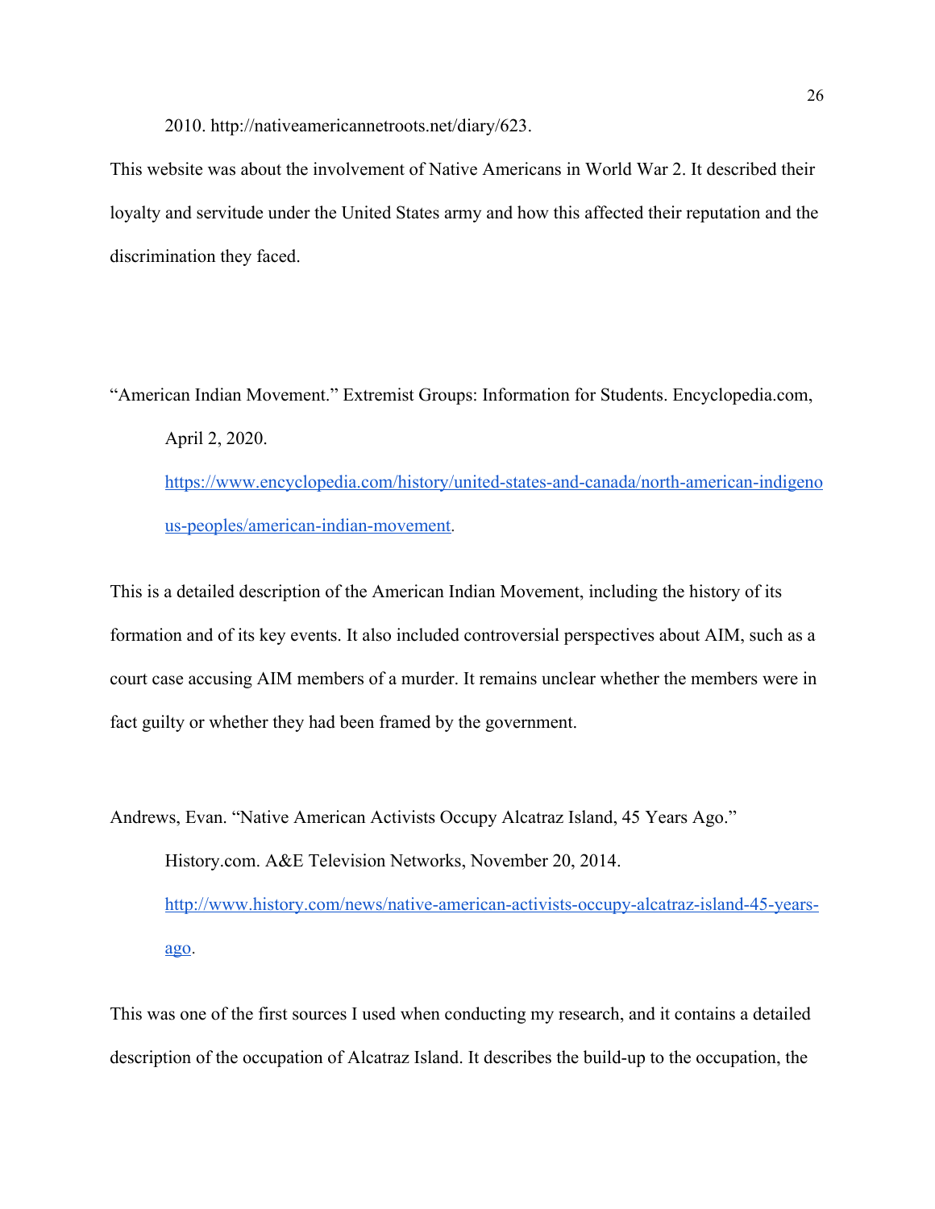2010. http://nativeamericannetroots.net/diary/623.

This website was about the involvement of Native Americans in World War 2. It described their loyalty and servitude under the United States army and how this affected their reputation and the discrimination they faced.

"American Indian Movement." Extremist Groups: Information for Students. Encyclopedia.com, April 2, 2020. [https://www.encyclopedia.com/history/united-states-and-canada/north-american-indigenous-peoples/american-indian-movement](https://www.encyclopedia.com/history/united-states-and-canada/north-american-indigenous-peoples/american-indian-movement).

This is a detailed description of the American Indian Movement, including the history of its formation and of its key events. It also included controversial perspectives about AIM, such as a court case accusing AIM members of a murder. It remains unclear whether the members were in fact guilty or whether they had been framed by the government.

Andrews, Evan. "Native American Activists Occupy Alcatraz Island, 45 Years Ago." History.com. A&E Television Networks, November 20, 2014. [http://www.history.com/news/native-american-activists-occupy-alcatraz-island-45-years-ago](http://www.history.com/news/native-american-activists-occupy-alcatraz-island-45-years-ago).

This was one of the first sources I used when conducting my research, and it contains a detailed description of the occupation of Alcatraz Island. It describes the build-up to the occupation, the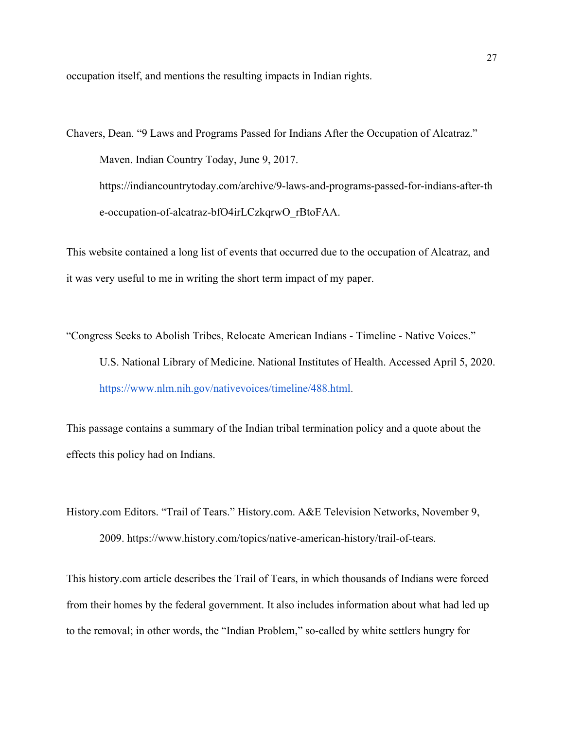occupation itself, and mentions the resulting impacts in Indian rights.

Chavers, Dean. “9 Laws and Programs Passed for Indians After the Occupation of Alcatraz.” Maven. Indian Country Today, June 9, 2017. https://indiancountrytoday.com/archive/9-laws-and-programs-passed-for-indians-after-the-occupation-of-alcatraz-bfO4irLCzkqrwO_rBtoFAA.

This website contained a long list of events that occurred due to the occupation of Alcatraz, and it was very useful to me in writing the short term impact of my paper.

“Congress Seeks to Abolish Tribes, Relocate American Indians - Timeline - Native Voices.” U.S. National Library of Medicine. National Institutes of Health. Accessed April 5, 2020. [https://www.nlm.nih.gov/nativevoices/timeline/488.html](https://www.nlm.nih.gov/nativevoices/timeline/488.html).

This passage contains a summary of the Indian tribal termination policy and a quote about the effects this policy had on Indians.

History.com Editors. “Trail of Tears.” History.com. A&E Television Networks, November 9, 2009. https://www.history.com/topics/native-american-history/trail-of-tears.

This history.com article describes the Trail of Tears, in which thousands of Indians were forced from their homes by the federal government. It also includes information about what had led up to the removal; in other words, the “Indian Problem,” so-called by white settlers hungry for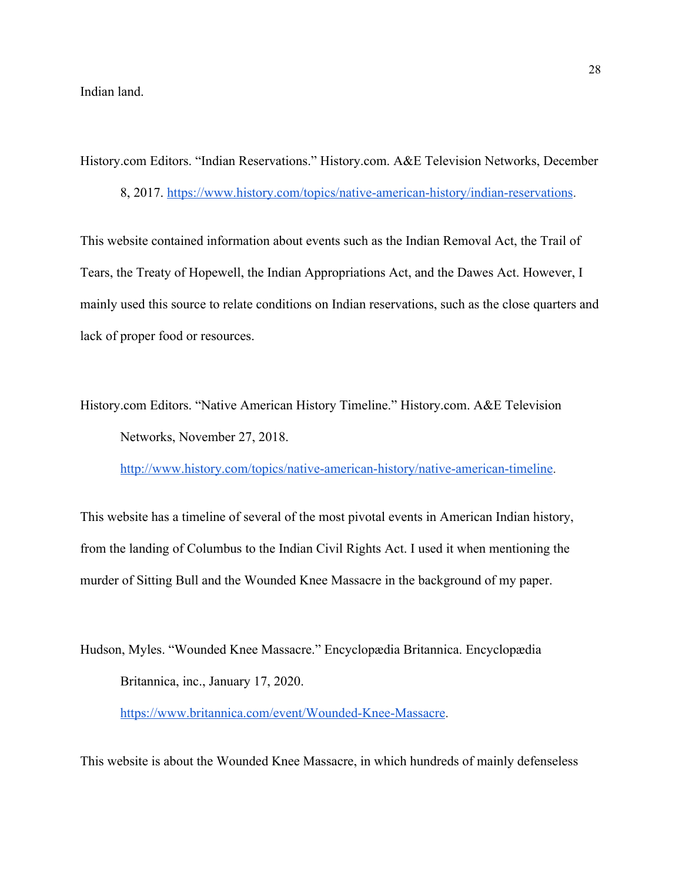Indian land.

History.com Editors. “Indian Reservations.” History.com. A&E Television Networks, December 8, 2017. [https://www.history.com/topics/native-american-history/indian-reservations](https://www.history.com/topics/native-american-history/indian-reservations).

This website contained information about events such as the Indian Removal Act, the Trail of Tears, the Treaty of Hopewell, the Indian Appropriations Act, and the Dawes Act. However, I mainly used this source to relate conditions on Indian reservations, such as the close quarters and lack of proper food or resources.

History.com Editors. “Native American History Timeline.” History.com. A&E Television Networks, November 27, 2018. [http://www.history.com/topics/native-american-history/native-american-timeline](http://www.history.com/topics/native-american-history/native-american-timeline).

This website has a timeline of several of the most pivotal events in American Indian history, from the landing of Columbus to the Indian Civil Rights Act. I used it when mentioning the murder of Sitting Bull and the Wounded Knee Massacre in the background of my paper.

Hudson, Myles. “Wounded Knee Massacre.” Encyclopædia Britannica. Encyclopædia Britannica, inc., January 17, 2020. [https://www.britannica.com/event/Wounded-Knee-Massacre](https://www.britannica.com/event/Wounded-Knee-Massacre).

This website is about the Wounded Knee Massacre, in which hundreds of mainly defenseless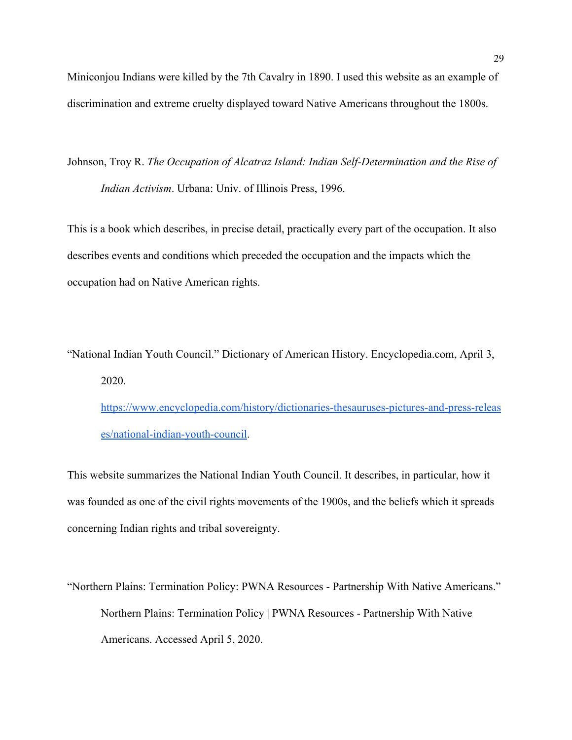Miniconjou Indians were killed by the 7th Cavalry in 1890. I used this website as an example of discrimination and extreme cruelty displayed toward Native Americans throughout the 1800s.

Johnson, Troy R. *The Occupation of Alcatraz Island: Indian Self-Determination and the Rise of Indian Activism*. Urbana: Univ. of Illinois Press, 1996.

This is a book which describes, in precise detail, practically every part of the occupation. It also describes events and conditions which preceded the occupation and the impacts which the occupation had on Native American rights.

"National Indian Youth Council." Dictionary of American History. Encyclopedia.com, April 3, 2020. [https://www.encyclopedia.com/history/dictionaries-thesauruses-pictures-and-press-releases/national-indian-youth-council](https://www.encyclopedia.com/history/dictionaries-thesauruses-pictures-and-press-releases/national-indian-youth-council).

This website summarizes the National Indian Youth Council. It describes, in particular, how it was founded as one of the civil rights movements of the 1900s, and the beliefs which it spreads concerning Indian rights and tribal sovereignty.

"Northern Plains: Termination Policy: PWNA Resources - Partnership With Native Americans." Northern Plains: Termination Policy | PWNA Resources - Partnership With Native Americans. Accessed April 5, 2020.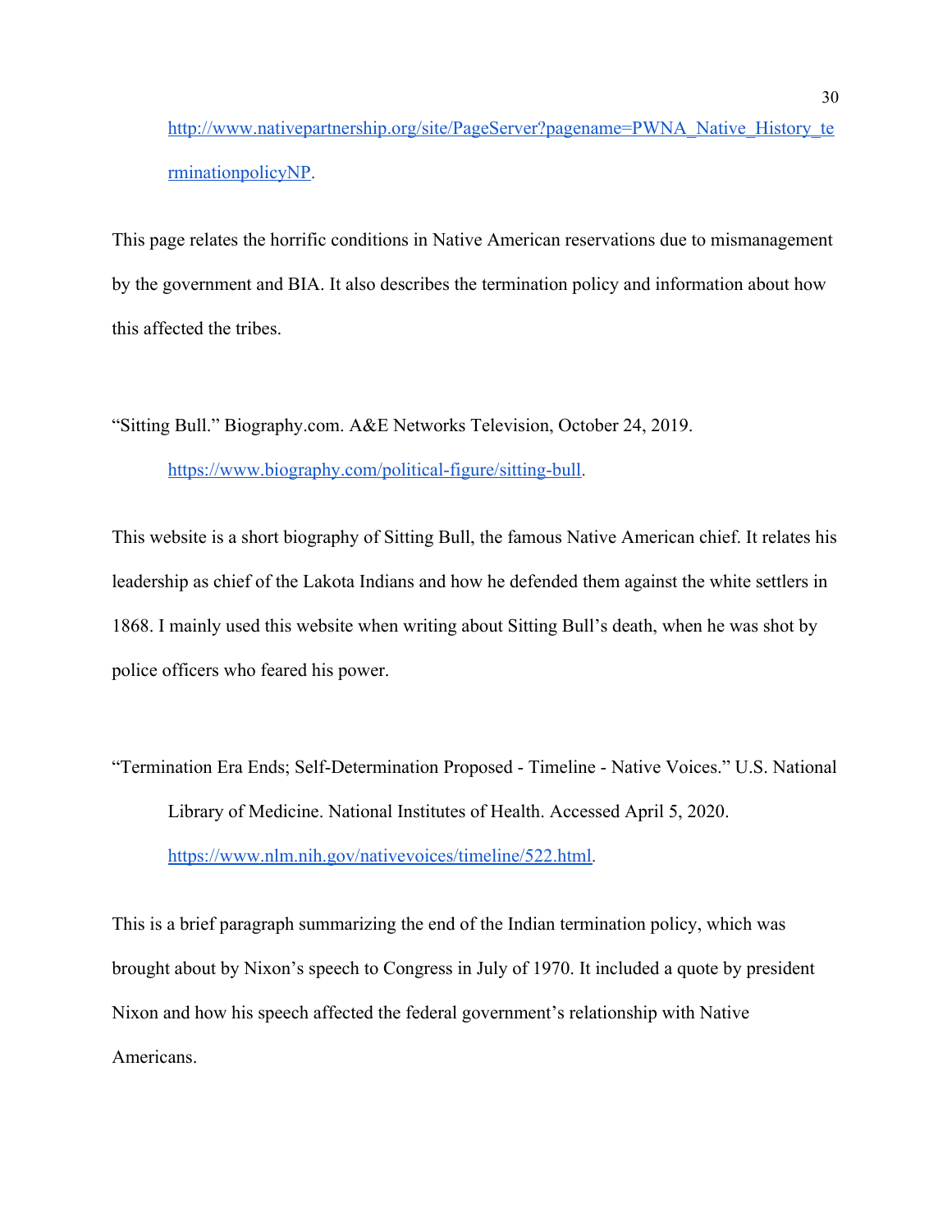http://www.nativepartnership.org/site/PageServer?pagename=PWNA_Native_History_terminationpolicyNP.

This page relates the horrific conditions in Native American reservations due to mismanagement by the government and BIA. It also describes the termination policy and information about how this affected the tribes.

"Sitting Bull." Biography.com. A&E Networks Television, October 24, 2019. https://www.biography.com/political-figure/sitting-bull.

This website is a short biography of Sitting Bull, the famous Native American chief. It relates his leadership as chief of the Lakota Indians and how he defended them against the white settlers in 1868. I mainly used this website when writing about Sitting Bull's death, when he was shot by police officers who feared his power.

"Termination Era Ends; Self-Determination Proposed - Timeline - Native Voices." U.S. National Library of Medicine. National Institutes of Health. Accessed April 5, 2020. https://www.nlm.nih.gov/nativevoices/timeline/522.html.

This is a brief paragraph summarizing the end of the Indian termination policy, which was brought about by Nixon's speech to Congress in July of 1970. It included a quote by president Nixon and how his speech affected the federal government's relationship with Native Americans.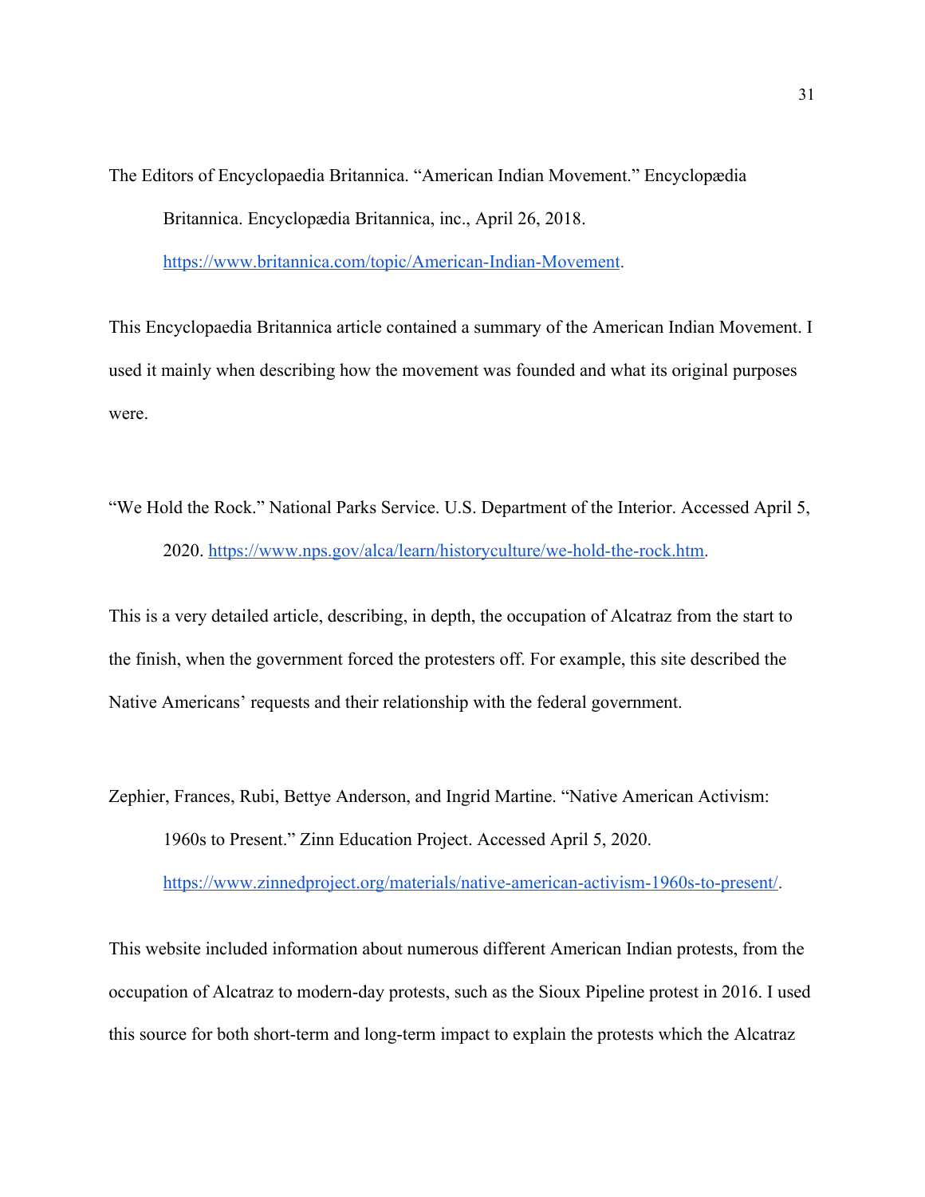The Editors of Encyclopaedia Britannica. “American Indian Movement.” Encyclopædia Britannica. Encyclopædia Britannica, inc., April 26, 2018. https://www.britannica.com/topic/American-Indian-Movement.

This Encyclopaedia Britannica article contained a summary of the American Indian Movement. I used it mainly when describing how the movement was founded and what its original purposes were.

“We Hold the Rock.” National Parks Service. U.S. Department of the Interior. Accessed April 5, 2020. https://www.nps.gov/alca/learn/historyculture/we-hold-the-rock.htm.

This is a very detailed article, describing, in depth, the occupation of Alcatraz from the start to the finish, when the government forced the protesters off. For example, this site described the Native Americans’ requests and their relationship with the federal government.

Zephier, Frances, Rubi, Bettye Anderson, and Ingrid Martine. “Native American Activism: 1960s to Present.” Zinn Education Project. Accessed April 5, 2020. https://www.zinnedproject.org/materials/native-american-activism-1960s-to-present/.

This website included information about numerous different American Indian protests, from the occupation of Alcatraz to modern-day protests, such as the Sioux Pipeline protest in 2016. I used this source for both short-term and long-term impact to explain the protests which the Alcatraz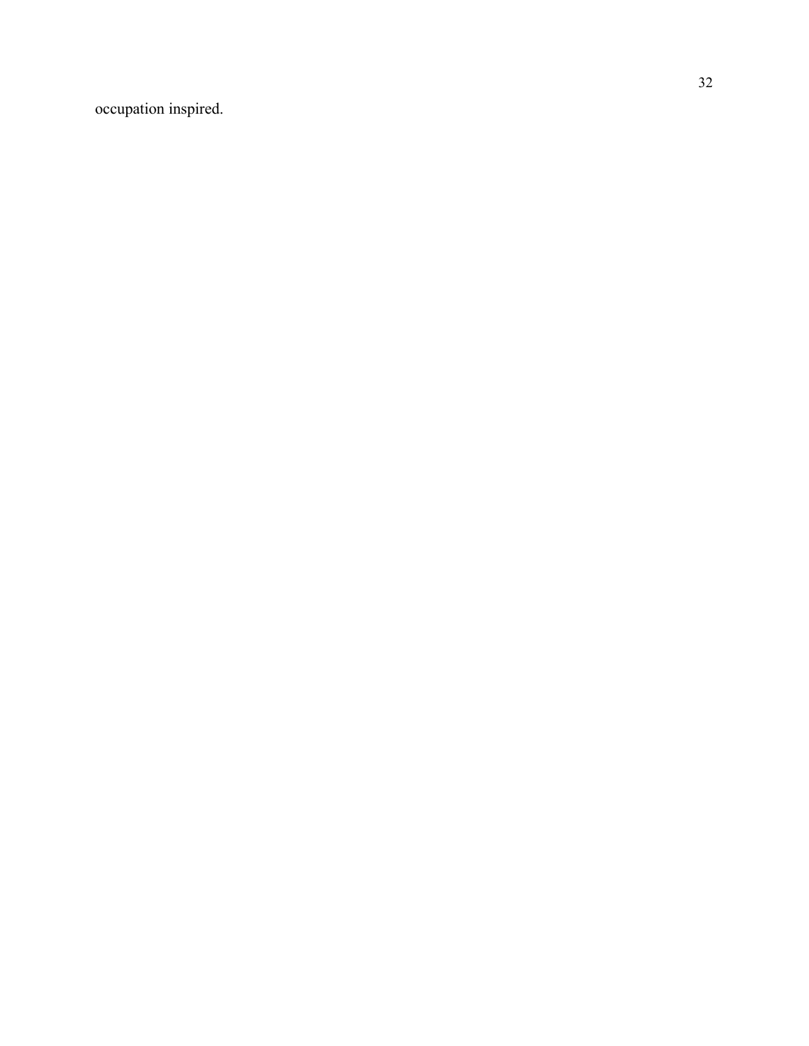occupation inspired.